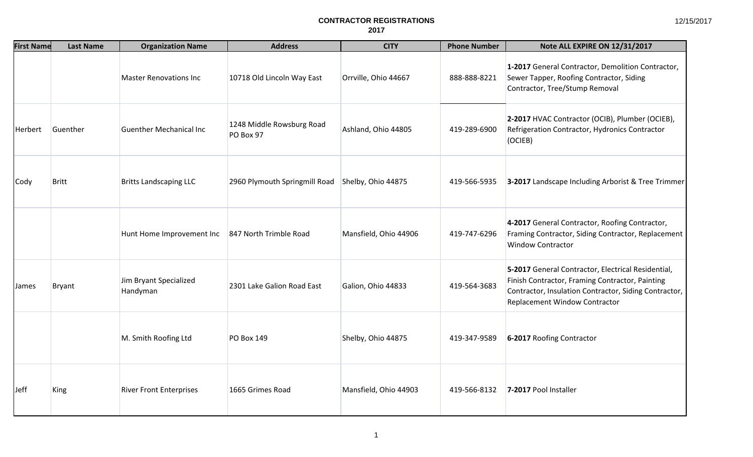# CONTRACTOR REGISTRATIONS
## 2017

12/15/2017

| First Name | Last Name | Organization Name | Address | CITY | Phone Number | Note ALL EXPIRE ON 12/31/2017 |
|---|---|---|---|---|---|---|
| | | Master Renovations Inc | 10718 Old Lincoln Way East | Orrville, Ohio 44667 | 888-888-8221 | **1-2017** General Contractor, Demolition Contractor, Sewer Tapper, Roofing Contractor, Siding Contractor, Tree/Stump Removal |
| Herbert | Guenther | Guenther Mechanical Inc | 1248 Middle Rowsburg Road PO Box 97 | Ashland, Ohio 44805 | 419-289-6900 | **2-2017** HVAC Contractor (OCIB), Plumber (OCIEB), Refrigeration Contractor, Hydronics Contractor (OCIEB) |
| Cody | Britt | Britts Landscaping LLC | 2960 Plymouth Springmill Road | Shelby, Ohio 44875 | 419-566-5935 | **3-2017** Landscape Including Arborist & Tree Trimmer |
| | | Hunt Home Improvement Inc | 847 North Trimble Road | Mansfield, Ohio 44906 | 419-747-6296 | **4-2017** General Contractor, Roofing Contractor, Framing Contractor, Siding Contractor, Replacement Window Contractor |
| James | Bryant | Jim Bryant Specialized Handyman | 2301 Lake Galion Road East | Galion, Ohio 44833 | 419-564-3683 | **5-2017** General Contractor, Electrical Residential, Finish Contractor, Framing Contractor, Painting Contractor, Insulation Contractor, Siding Contractor, Replacement Window Contractor |
| | | M. Smith Roofing Ltd | PO Box 149 | Shelby, Ohio 44875 | 419-347-9589 | **6-2017** Roofing Contractor |
| Jeff | King | River Front Enterprises | 1665 Grimes Road | Mansfield, Ohio 44903 | 419-566-8132 | **7-2017** Pool Installer |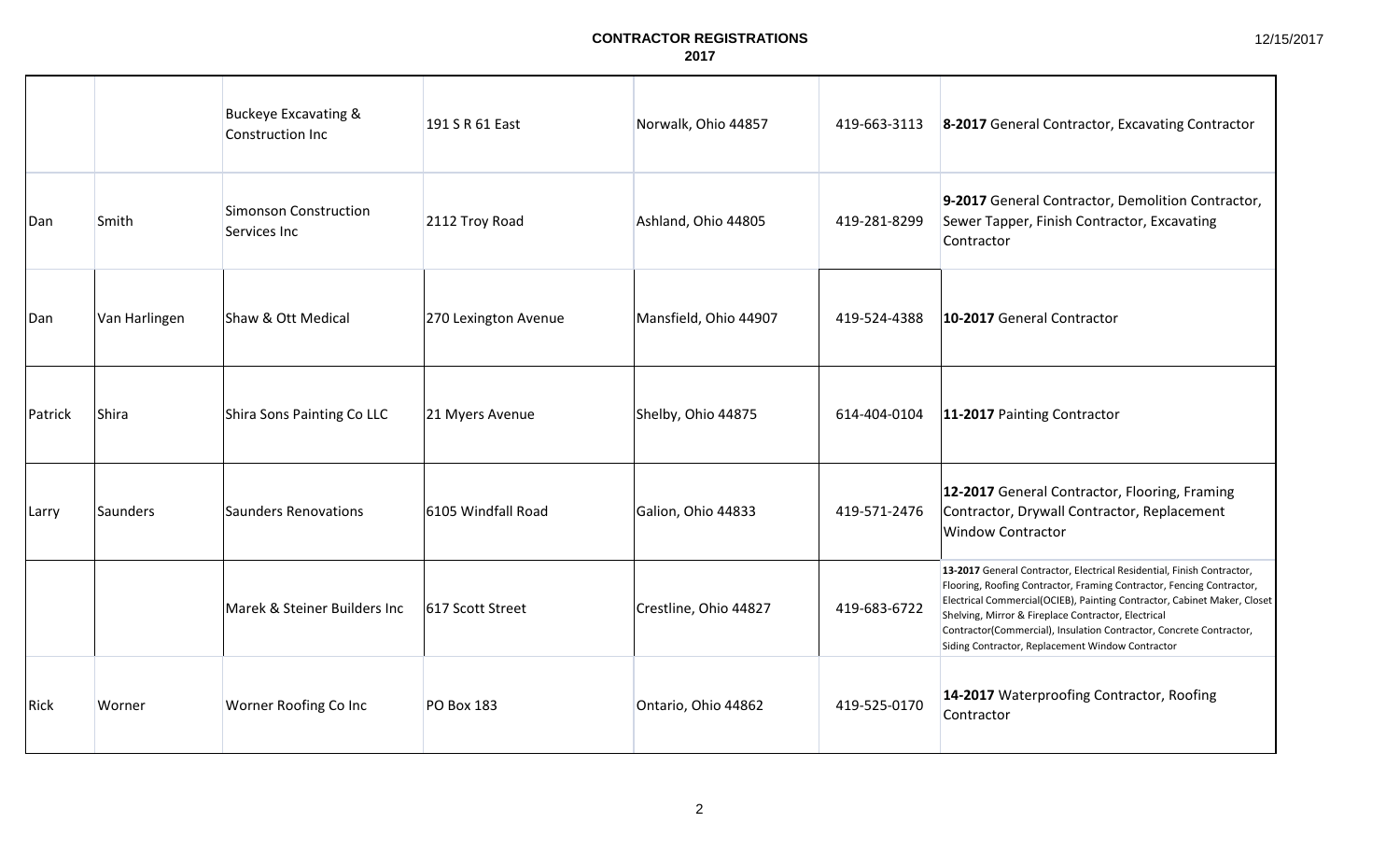# CONTRACTOR REGISTRATIONS
## 2017

| | | | | | | |
|---|---|---|---|---|---|---|
| | | Buckeye Excavating & Construction Inc | 191 S R 61 East | Norwalk, Ohio 44857 | 419-663-3113 | **8-2017** General Contractor, Excavating Contractor |
| Dan | Smith | Simonson Construction Services Inc | 2112 Troy Road | Ashland, Ohio 44805 | 419-281-8299 | **9-2017** General Contractor, Demolition Contractor, Sewer Tapper, Finish Contractor, Excavating Contractor |
| Dan | Van Harlingen | Shaw & Ott Medical | 270 Lexington Avenue | Mansfield, Ohio 44907 | 419-524-4388 | **10-2017** General Contractor |
| Patrick | Shira | Shira Sons Painting Co LLC | 21 Myers Avenue | Shelby, Ohio 44875 | 614-404-0104 | **11-2017** Painting Contractor |
| Larry | Saunders | Saunders Renovations | 6105 Windfall Road | Galion, Ohio 44833 | 419-571-2476 | **12-2017** General Contractor, Flooring, Framing Contractor, Drywall Contractor, Replacement Window Contractor |
| | | Marek & Steiner Builders Inc | 617 Scott Street | Crestline, Ohio 44827 | 419-683-6722 | **13-2017** General Contractor, Electrical Residential, Finish Contractor, Flooring, Roofing Contractor, Framing Contractor, Fencing Contractor, Electrical Commercial(OCIEB), Painting Contractor, Cabinet Maker, Closet Shelving, Mirror & Fireplace Contractor, Electrical Contractor(Commercial), Insulation Contractor, Concrete Contractor, Siding Contractor, Replacement Window Contractor |
| Rick | Worner | Worner Roofing Co Inc | PO Box 183 | Ontario, Ohio 44862 | 419-525-0170 | **14-2017** Waterproofing Contractor, Roofing Contractor |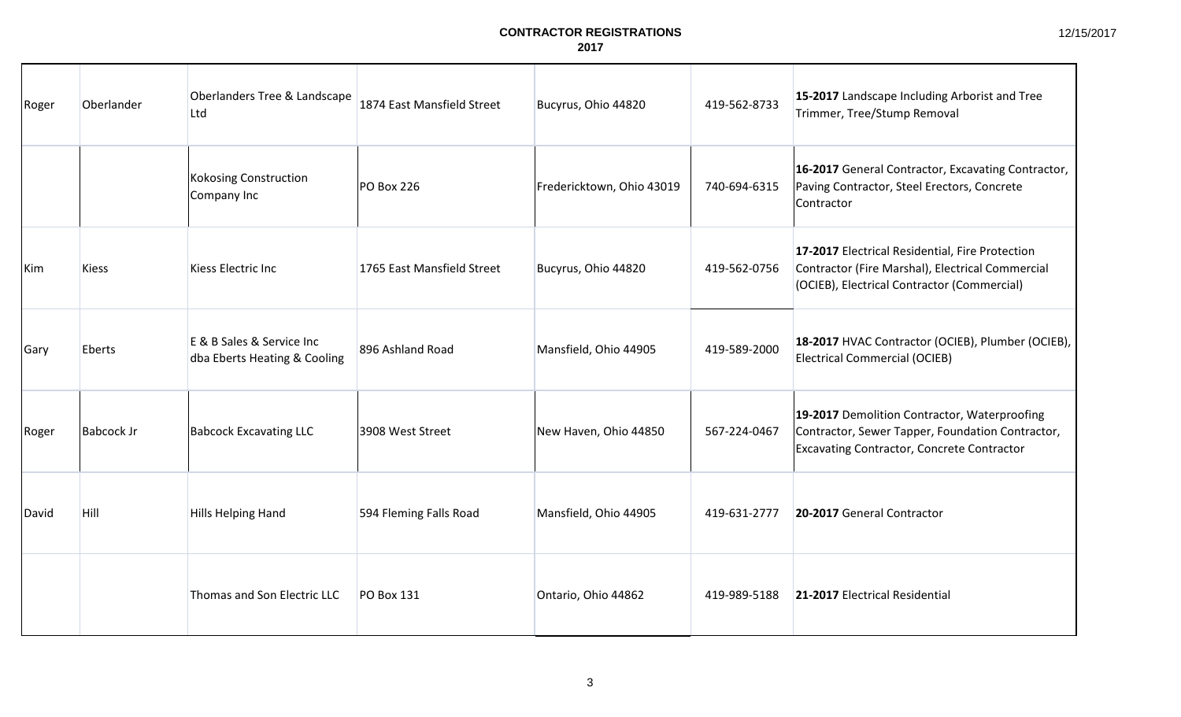**CONTRACTOR REGISTRATIONS**
**2017**

| | | | | | | |
|---|---|---|---|---|---|---|
| Roger | Oberlander | Oberlanders Tree & Landscape Ltd | 1874 East Mansfield Street | Bucyrus, Ohio 44820 | 419-562-8733 | **15-2017** Landscape Including Arborist and Tree Trimmer, Tree/Stump Removal |
| | | Kokosing Construction Company Inc | PO Box 226 | Fredericktown, Ohio 43019 | 740-694-6315 | **16-2017** General Contractor, Excavating Contractor, Paving Contractor, Steel Erectors, Concrete Contractor |
| Kim | Kiess | Kiess Electric Inc | 1765 East Mansfield Street | Bucyrus, Ohio 44820 | 419-562-0756 | **17-2017** Electrical Residential, Fire Protection Contractor (Fire Marshal), Electrical Commercial (OCIEB), Electrical Contractor (Commercial) |
| Gary | Eberts | E & B Sales & Service Inc dba Eberts Heating & Cooling | 896 Ashland Road | Mansfield, Ohio 44905 | 419-589-2000 | **18-2017** HVAC Contractor (OCIEB), Plumber (OCIEB), Electrical Commercial (OCIEB) |
| Roger | Babcock Jr | Babcock Excavating LLC | 3908 West Street | New Haven, Ohio 44850 | 567-224-0467 | **19-2017** Demolition Contractor, Waterproofing Contractor, Sewer Tapper, Foundation Contractor, Excavating Contractor, Concrete Contractor |
| David | Hill | Hills Helping Hand | 594 Fleming Falls Road | Mansfield, Ohio 44905 | 419-631-2777 | **20-2017** General Contractor |
| | | Thomas and Son Electric LLC | PO Box 131 | Ontario, Ohio 44862 | 419-989-5188 | **21-2017** Electrical Residential |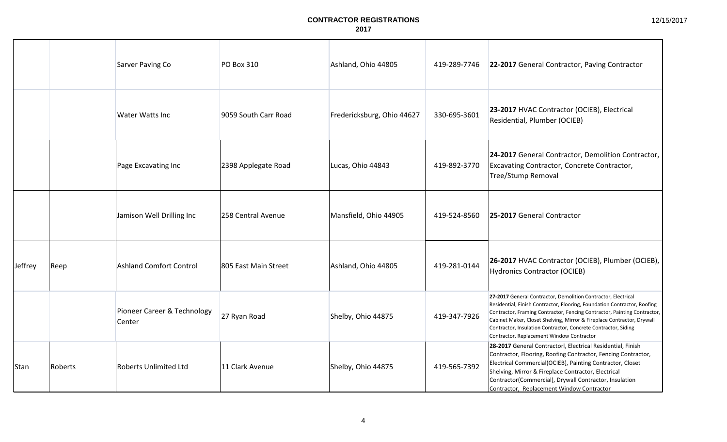# CONTRACTOR REGISTRATIONS
## 2017

| | | | | | | |
|---|---|---|---|---|---|---|
| | | Sarver Paving Co | PO Box 310 | Ashland, Ohio 44805 | 419-289-7746 | **22-2017** General Contractor, Paving Contractor |
| | | Water Watts Inc | 9059 South Carr Road | Fredericksburg, Ohio 44627 | 330-695-3601 | **23-2017** HVAC Contractor (OCIEB), Electrical Residential, Plumber (OCIEB) |
| | | Page Excavating Inc | 2398 Applegate Road | Lucas, Ohio 44843 | 419-892-3770 | **24-2017** General Contractor, Demolition Contractor, Excavating Contractor, Concrete Contractor, Tree/Stump Removal |
| | | Jamison Well Drilling Inc | 258 Central Avenue | Mansfield, Ohio 44905 | 419-524-8560 | **25-2017** General Contractor |
| Jeffrey | Reep | Ashland Comfort Control | 805 East Main Street | Ashland, Ohio 44805 | 419-281-0144 | **26-2017** HVAC Contractor (OCIEB), Plumber (OCIEB), Hydronics Contractor (OCIEB) |
| | | Pioneer Career & Technology Center | 27 Ryan Road | Shelby, Ohio 44875 | 419-347-7926 | **27-2017** General Contractor, Demolition Contractor, Electrical Residential, Finish Contractor, Flooring, Foundation Contractor, Roofing Contractor, Framing Contractor, Fencing Contractor, Painting Contractor, Cabinet Maker, Closet Shelving, Mirror & Fireplace Contractor, Drywall Contractor, Insulation Contractor, Concrete Contractor, Siding Contractor, Replacement Window Contractor |
| Stan | Roberts | Roberts Unlimited Ltd | 11 Clark Avenue | Shelby, Ohio 44875 | 419-565-7392 | **28-2017** General Contractorl, Electrical Residential, Finish Contractor, Flooring, Roofing Contractor, Fencing Contractor, Electrical Commercial(OCIEB), Painting Contractor, Closet Shelving, Mirror & Fireplace Contractor, Electrical Contractor(Commercial), Drywall Contractor, Insulation Contractor, Replacement Window Contractor |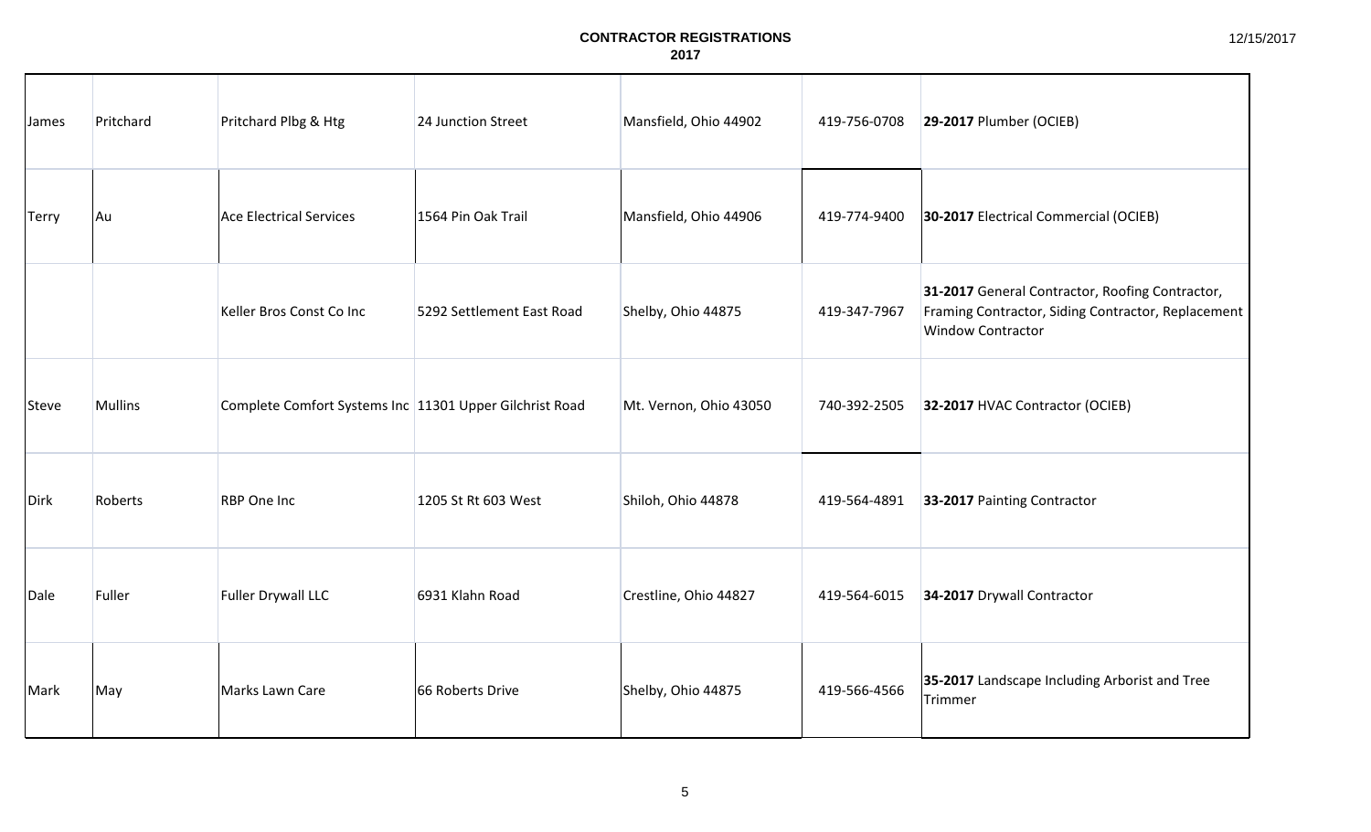**CONTRACTOR REGISTRATIONS**
**2017**

| | | | | | | |
|---|---|---|---|---|---|---|
| James | Pritchard | Pritchard Plbg & Htg | 24 Junction Street | Mansfield, Ohio 44902 | 419-756-0708 | **29-2017** Plumber (OCIEB) |
| Terry | Au | Ace Electrical Services | 1564 Pin Oak Trail | Mansfield, Ohio 44906 | 419-774-9400 | **30-2017** Electrical Commercial (OCIEB) |
| | | Keller Bros Const Co Inc | 5292 Settlement East Road | Shelby, Ohio 44875 | 419-347-7967 | **31-2017** General Contractor, Roofing Contractor, Framing Contractor, Siding Contractor, Replacement Window Contractor |
| Steve | Mullins | Complete Comfort Systems Inc | 11301 Upper Gilchrist Road | Mt. Vernon, Ohio 43050 | 740-392-2505 | **32-2017** HVAC Contractor (OCIEB) |
| Dirk | Roberts | RBP One Inc | 1205 St Rt 603 West | Shiloh, Ohio 44878 | 419-564-4891 | **33-2017** Painting Contractor |
| Dale | Fuller | Fuller Drywall LLC | 6931 Klahn Road | Crestline, Ohio 44827 | 419-564-6015 | **34-2017** Drywall Contractor |
| Mark | May | Marks Lawn Care | 66 Roberts Drive | Shelby, Ohio 44875 | 419-566-4566 | **35-2017** Landscape Including Arborist and Tree Trimmer |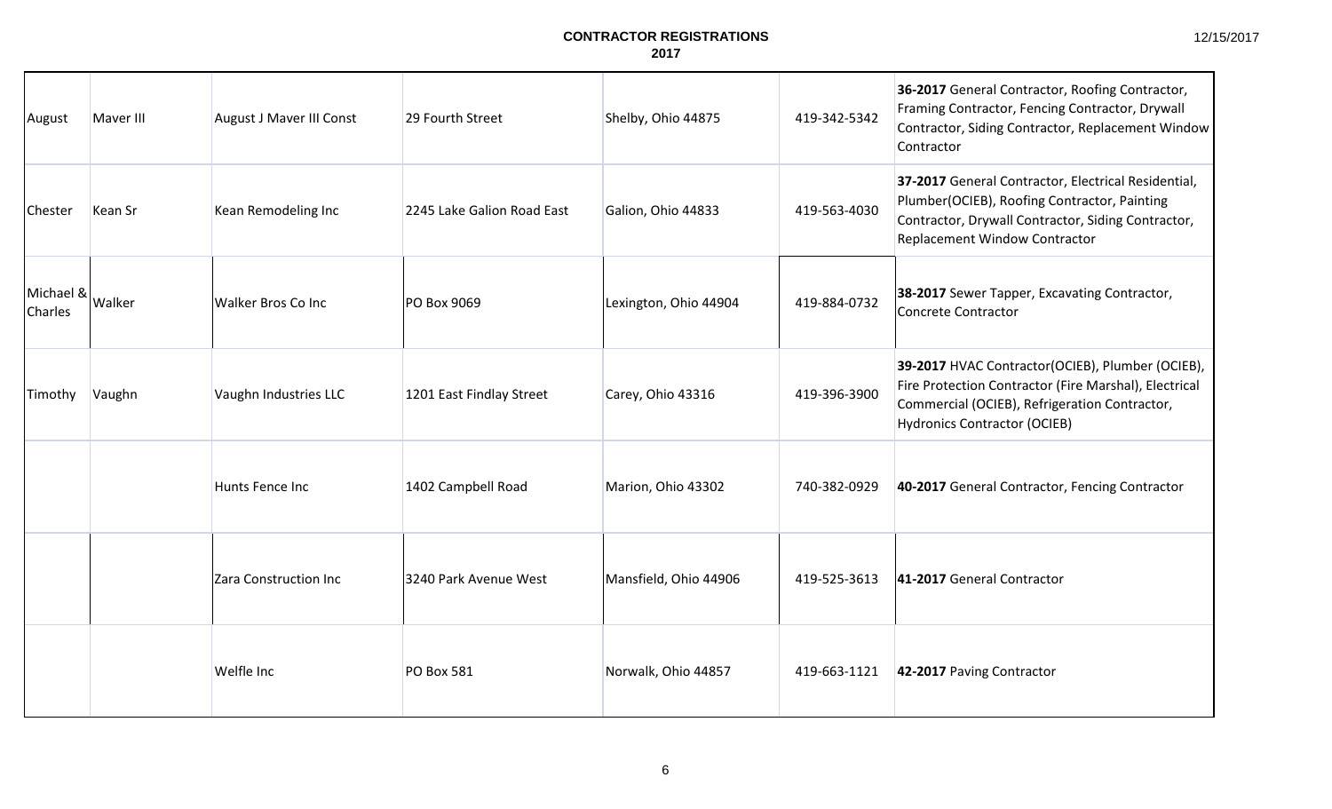**CONTRACTOR REGISTRATIONS**
**2017**

| First Name | Last Name | Company | Address | City/State/Zip | Phone | Registration |
|---|---|---|---|---|---|---|
| August | Maver III | August J Maver III Const | 29 Fourth Street | Shelby, Ohio 44875 | 419-342-5342 | **36-2017** General Contractor, Roofing Contractor, Framing Contractor, Fencing Contractor, Drywall Contractor, Siding Contractor, Replacement Window Contractor |
| Chester | Kean Sr | Kean Remodeling Inc | 2245 Lake Galion Road East | Galion, Ohio 44833 | 419-563-4030 | **37-2017** General Contractor, Electrical Residential, Plumber(OCIEB), Roofing Contractor, Painting Contractor, Drywall Contractor, Siding Contractor, Replacement Window Contractor |
| Michael & Charles | Walker | Walker Bros Co Inc | PO Box 9069 | Lexington, Ohio 44904 | 419-884-0732 | **38-2017** Sewer Tapper, Excavating Contractor, Concrete Contractor |
| Timothy | Vaughn | Vaughn Industries LLC | 1201 East Findlay Street | Carey, Ohio 43316 | 419-396-3900 | **39-2017** HVAC Contractor(OCIEB), Plumber (OCIEB), Fire Protection Contractor (Fire Marshal), Electrical Commercial (OCIEB), Refrigeration Contractor, Hydronics Contractor (OCIEB) |
| | | Hunts Fence Inc | 1402 Campbell Road | Marion, Ohio 43302 | 740-382-0929 | **40-2017** General Contractor, Fencing Contractor |
| | | Zara Construction Inc | 3240 Park Avenue West | Mansfield, Ohio 44906 | 419-525-3613 | **41-2017** General Contractor |
| | | Welfle Inc | PO Box 581 | Norwalk, Ohio 44857 | 419-663-1121 | **42-2017** Paving Contractor |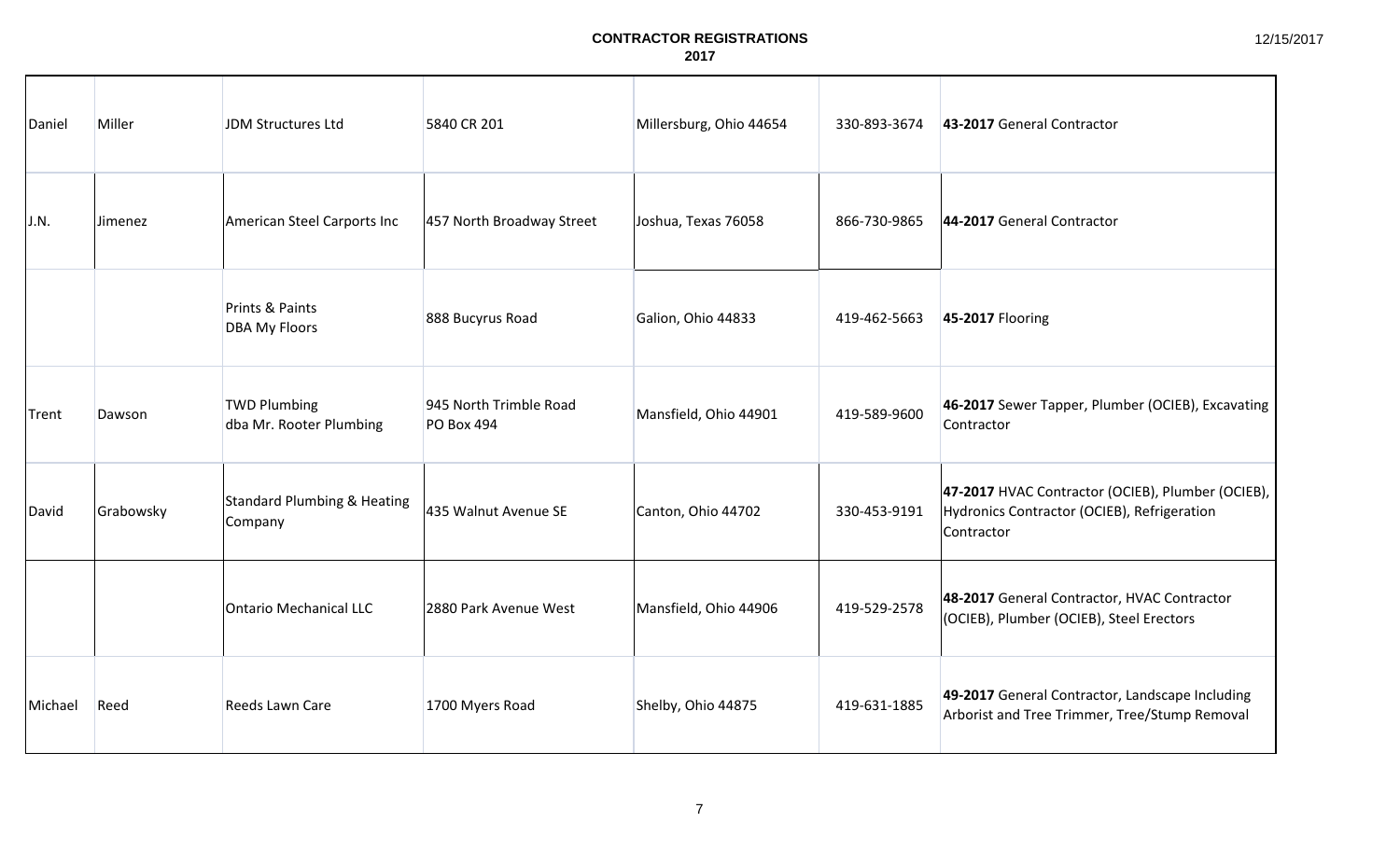**CONTRACTOR REGISTRATIONS**
**2017**

| | | | | | | |
|---|---|---|---|---|---|---|
| Daniel | Miller | JDM Structures Ltd | 5840 CR 201 | Millersburg, Ohio 44654 | 330-893-3674 | **43-2017** General Contractor |
| J.N. | Jimenez | American Steel Carports Inc | 457 North Broadway Street | Joshua, Texas 76058 | 866-730-9865 | **44-2017** General Contractor |
| | | Prints & Paints DBA My Floors | 888 Bucyrus Road | Galion, Ohio 44833 | 419-462-5663 | **45-2017** Flooring |
| Trent | Dawson | TWD Plumbing dba Mr. Rooter Plumbing | 945 North Trimble Road PO Box 494 | Mansfield, Ohio 44901 | 419-589-9600 | **46-2017** Sewer Tapper, Plumber (OCIEB), Excavating Contractor |
| David | Grabowsky | Standard Plumbing & Heating Company | 435 Walnut Avenue SE | Canton, Ohio 44702 | 330-453-9191 | **47-2017** HVAC Contractor (OCIEB), Plumber (OCIEB), Hydronics Contractor (OCIEB), Refrigeration Contractor |
| | | Ontario Mechanical LLC | 2880 Park Avenue West | Mansfield, Ohio 44906 | 419-529-2578 | **48-2017** General Contractor, HVAC Contractor (OCIEB), Plumber (OCIEB), Steel Erectors |
| Michael | Reed | Reeds Lawn Care | 1700 Myers Road | Shelby, Ohio 44875 | 419-631-1885 | **49-2017** General Contractor, Landscape Including Arborist and Tree Trimmer, Tree/Stump Removal |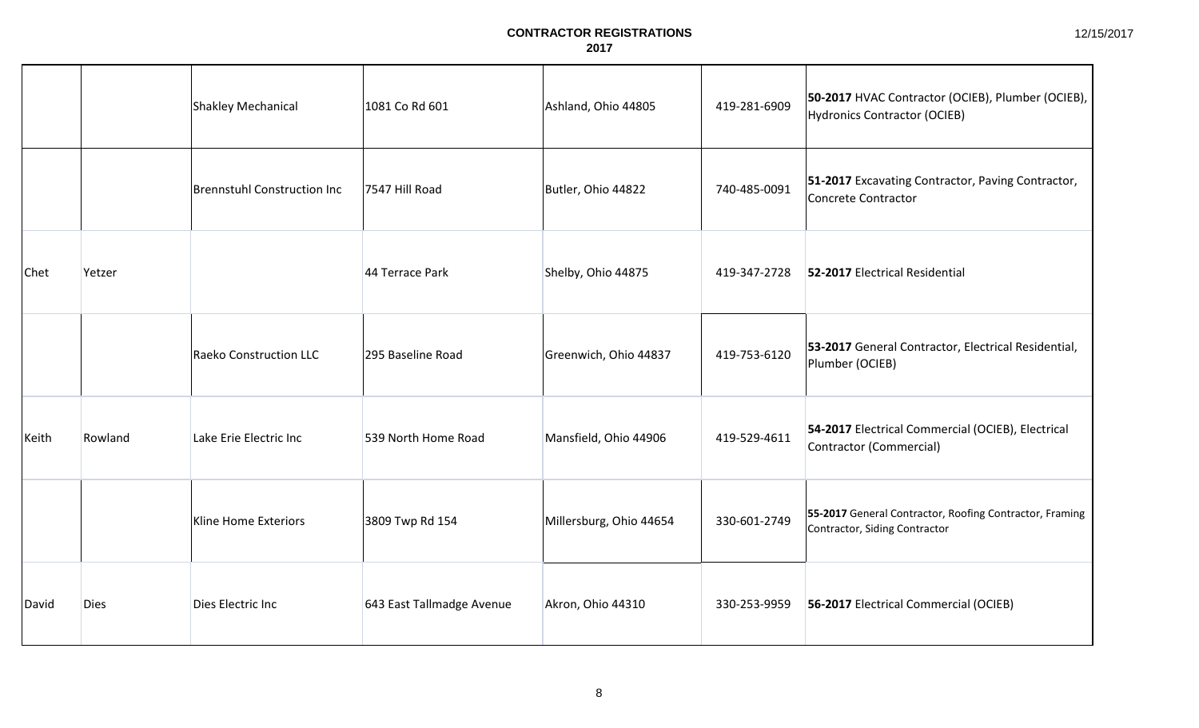# CONTRACTOR REGISTRATIONS
## 2017

| | | | | | | |
|---|---|---|---|---|---|---|
| | | Shakley Mechanical | 1081 Co Rd 601 | Ashland, Ohio 44805 | 419-281-6909 | **50-2017** HVAC Contractor (OCIEB), Plumber (OCIEB), Hydronics Contractor (OCIEB) |
| | | Brennstuhl Construction Inc | 7547 Hill Road | Butler, Ohio 44822 | 740-485-0091 | **51-2017** Excavating Contractor, Paving Contractor, Concrete Contractor |
| Chet | Yetzer | | 44 Terrace Park | Shelby, Ohio 44875 | 419-347-2728 | **52-2017** Electrical Residential |
| | | Raeko Construction LLC | 295 Baseline Road | Greenwich, Ohio 44837 | 419-753-6120 | **53-2017** General Contractor, Electrical Residential, Plumber (OCIEB) |
| Keith | Rowland | Lake Erie Electric Inc | 539 North Home Road | Mansfield, Ohio 44906 | 419-529-4611 | **54-2017** Electrical Commercial (OCIEB), Electrical Contractor (Commercial) |
| | | Kline Home Exteriors | 3809 Twp Rd 154 | Millersburg, Ohio 44654 | 330-601-2749 | **55-2017** General Contractor, Roofing Contractor, Framing Contractor, Siding Contractor |
| David | Dies | Dies Electric Inc | 643 East Tallmadge Avenue | Akron, Ohio 44310 | 330-253-9959 | **56-2017** Electrical Commercial (OCIEB) |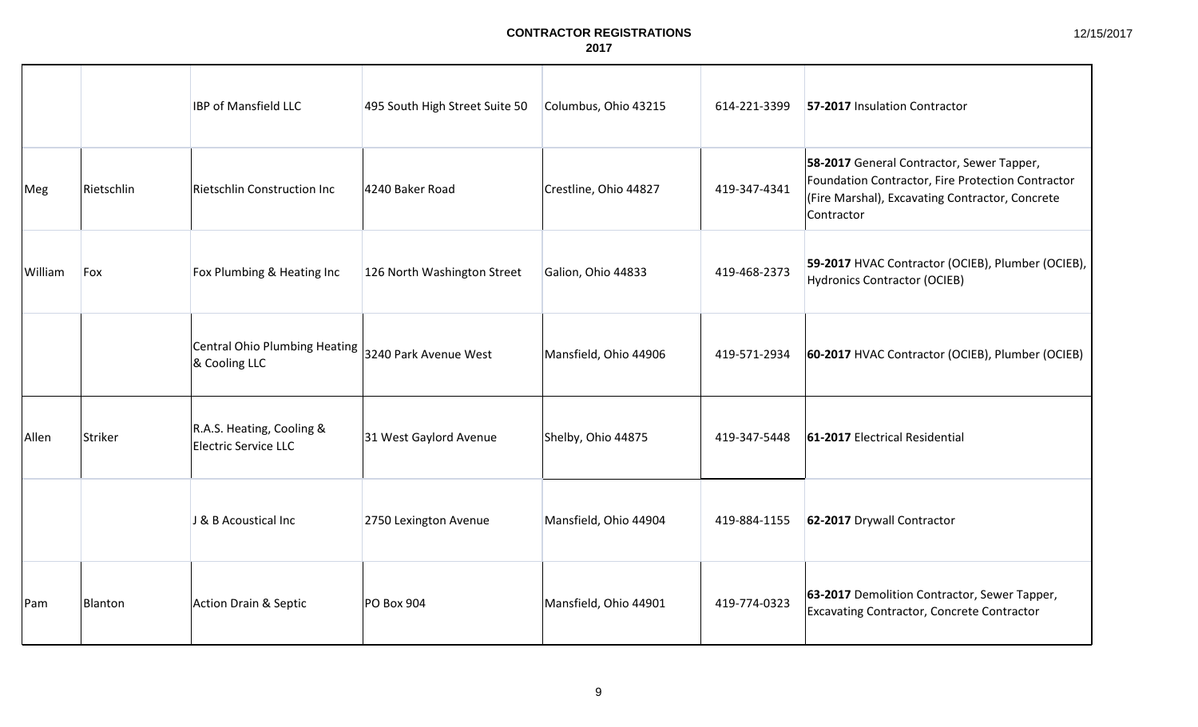**CONTRACTOR REGISTRATIONS**
**2017**

12/15/2017

| | | | | | | |
|---|---|---|---|---|---|---|
| | | IBP of Mansfield LLC | 495 South High Street Suite 50 | Columbus, Ohio 43215 | 614-221-3399 | **57-2017** Insulation Contractor |
| Meg | Rietschlin | Rietschlin Construction Inc | 4240 Baker Road | Crestline, Ohio 44827 | 419-347-4341 | **58-2017** General Contractor, Sewer Tapper, Foundation Contractor, Fire Protection Contractor (Fire Marshal), Excavating Contractor, Concrete Contractor |
| William | Fox | Fox Plumbing & Heating Inc | 126 North Washington Street | Galion, Ohio 44833 | 419-468-2373 | **59-2017** HVAC Contractor (OCIEB), Plumber (OCIEB), Hydronics Contractor (OCIEB) |
| | | Central Ohio Plumbing Heating & Cooling LLC | 3240 Park Avenue West | Mansfield, Ohio 44906 | 419-571-2934 | **60-2017** HVAC Contractor (OCIEB), Plumber (OCIEB) |
| Allen | Striker | R.A.S. Heating, Cooling & Electric Service LLC | 31 West Gaylord Avenue | Shelby, Ohio 44875 | 419-347-5448 | **61-2017** Electrical Residential |
| | | J & B Acoustical Inc | 2750 Lexington Avenue | Mansfield, Ohio 44904 | 419-884-1155 | **62-2017** Drywall Contractor |
| Pam | Blanton | Action Drain & Septic | PO Box 904 | Mansfield, Ohio 44901 | 419-774-0323 | **63-2017** Demolition Contractor, Sewer Tapper, Excavating Contractor, Concrete Contractor |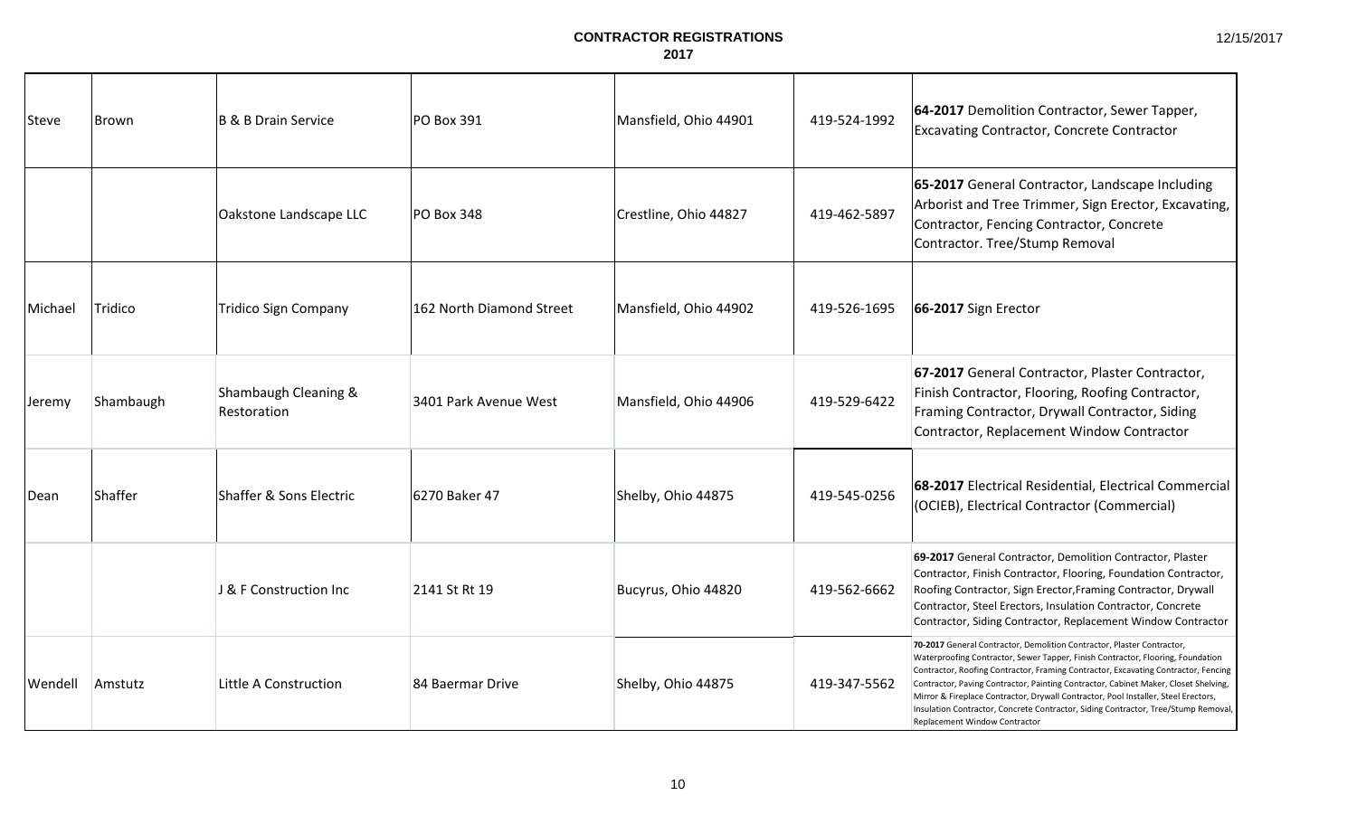# CONTRACTOR REGISTRATIONS
## 2017

| | | | | | | |
|---|---|---|---|---|---|---|
| Steve | Brown | B & B Drain Service | PO Box 391 | Mansfield, Ohio 44901 | 419-524-1992 | **64-2017** Demolition Contractor, Sewer Tapper, Excavating Contractor, Concrete Contractor |
| | | Oakstone Landscape LLC | PO Box 348 | Crestline, Ohio 44827 | 419-462-5897 | **65-2017** General Contractor, Landscape Including Arborist and Tree Trimmer, Sign Erector, Excavating, Contractor, Fencing Contractor, Concrete Contractor. Tree/Stump Removal |
| Michael | Tridico | Tridico Sign Company | 162 North Diamond Street | Mansfield, Ohio 44902 | 419-526-1695 | **66-2017** Sign Erector |
| Jeremy | Shambaugh | Shambaugh Cleaning & Restoration | 3401 Park Avenue West | Mansfield, Ohio 44906 | 419-529-6422 | **67-2017** General Contractor, Plaster Contractor, Finish Contractor, Flooring, Roofing Contractor, Framing Contractor, Drywall Contractor, Siding Contractor, Replacement Window Contractor |
| Dean | Shaffer | Shaffer & Sons Electric | 6270 Baker 47 | Shelby, Ohio 44875 | 419-545-0256 | **68-2017** Electrical Residential, Electrical Commercial (OCIEB), Electrical Contractor (Commercial) |
| | | J & F Construction Inc | 2141 St Rt 19 | Bucyrus, Ohio 44820 | 419-562-6662 | **69-2017** General Contractor, Demolition Contractor, Plaster Contractor, Finish Contractor, Flooring, Foundation Contractor, Roofing Contractor, Sign Erector,Framing Contractor, Drywall Contractor, Steel Erectors, Insulation Contractor, Concrete Contractor, Siding Contractor, Replacement Window Contractor |
| Wendell | Amstutz | Little A Construction | 84 Baermar Drive | Shelby, Ohio 44875 | 419-347-5562 | **70-2017** General Contractor, Demolition Contractor, Plaster Contractor, Waterproofing Contractor, Sewer Tapper, Finish Contractor, Flooring, Foundation Contractor, Roofing Contractor, Framing Contractor, Excavating Contractor, Fencing Contractor, Paving Contractor, Painting Contractor, Cabinet Maker, Closet Shelving, Mirror & Fireplace Contractor, Drywall Contractor, Pool Installer, Steel Erectors, Insulation Contractor, Concrete Contractor, Siding Contractor, Tree/Stump Removal, Replacement Window Contractor |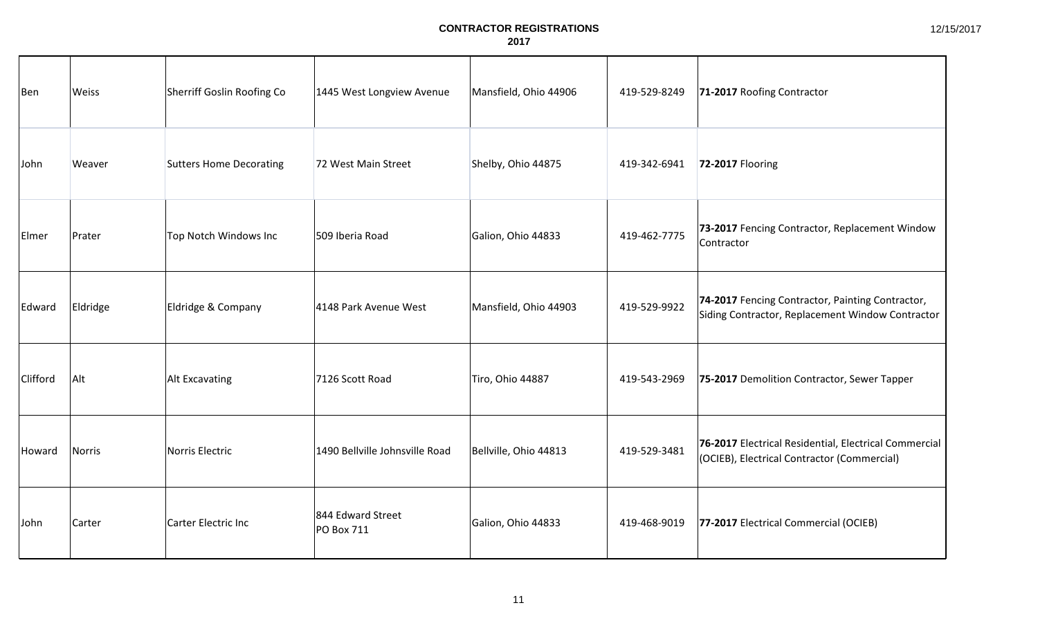# CONTRACTOR REGISTRATIONS
## 2017

| | | | | | | |
|---|---|---|---|---|---|---|
| Ben | Weiss | Sherriff Goslin Roofing Co | 1445 West Longview Avenue | Mansfield, Ohio 44906 | 419-529-8249 | **71-2017** Roofing Contractor |
| John | Weaver | Sutters Home Decorating | 72 West Main Street | Shelby, Ohio 44875 | 419-342-6941 | **72-2017** Flooring |
| Elmer | Prater | Top Notch Windows Inc | 509 Iberia Road | Galion, Ohio 44833 | 419-462-7775 | **73-2017** Fencing Contractor, Replacement Window Contractor |
| Edward | Eldridge | Eldridge & Company | 4148 Park Avenue West | Mansfield, Ohio 44903 | 419-529-9922 | **74-2017** Fencing Contractor, Painting Contractor, Siding Contractor, Replacement Window Contractor |
| Clifford | Alt | Alt Excavating | 7126 Scott Road | Tiro, Ohio 44887 | 419-543-2969 | **75-2017** Demolition Contractor, Sewer Tapper |
| Howard | Norris | Norris Electric | 1490 Bellville Johnsville Road | Bellville, Ohio 44813 | 419-529-3481 | **76-2017** Electrical Residential, Electrical Commercial (OCIEB), Electrical Contractor (Commercial) |
| John | Carter | Carter Electric Inc | 844 Edward Street PO Box 711 | Galion, Ohio 44833 | 419-468-9019 | **77-2017** Electrical Commercial (OCIEB) |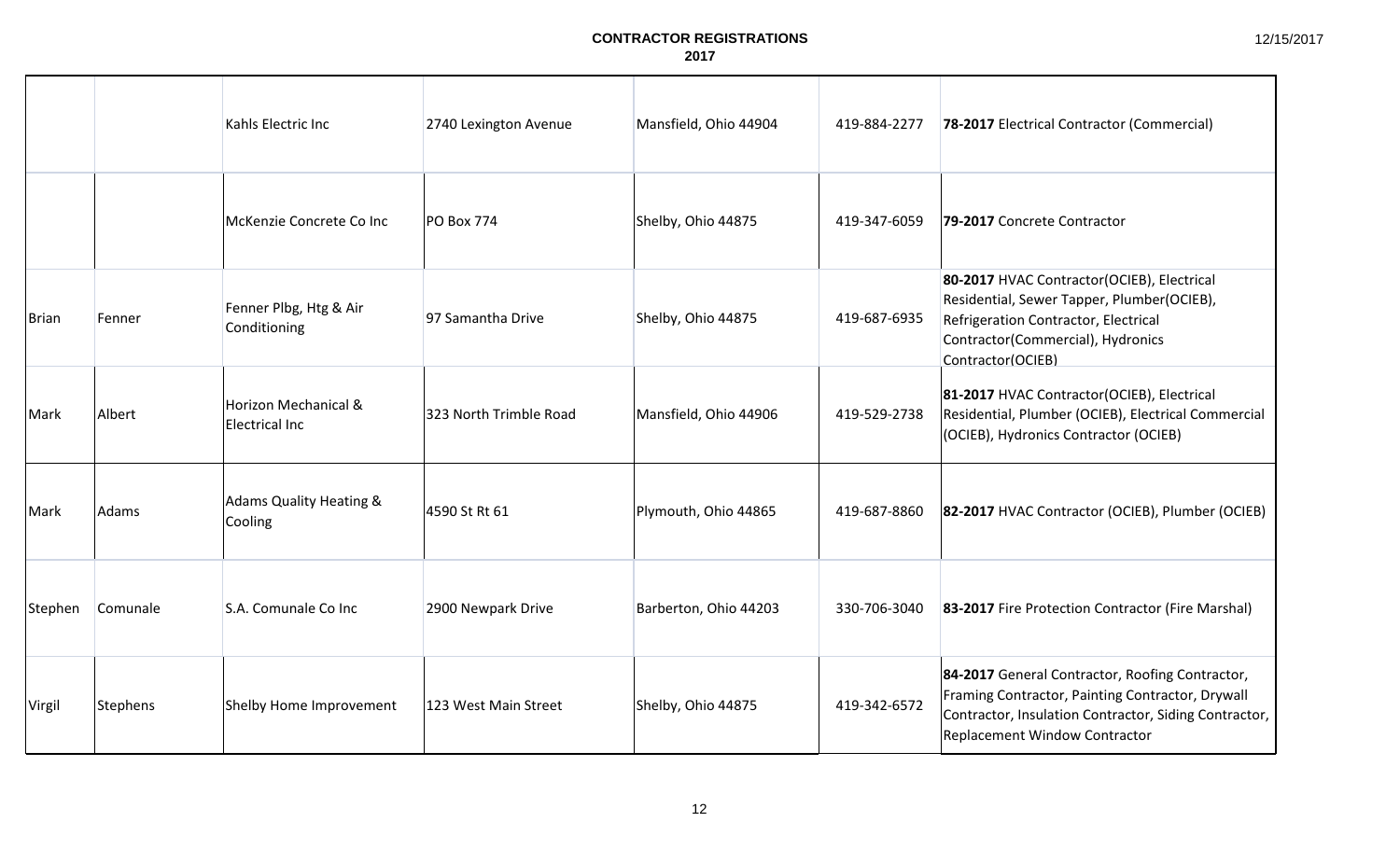# CONTRACTOR REGISTRATIONS
## 2017

| | | | | | | |
|---|---|---|---|---|---|---|
| | | Kahls Electric Inc | 2740 Lexington Avenue | Mansfield, Ohio 44904 | 419-884-2277 | **78-2017** Electrical Contractor (Commercial) |
| | | McKenzie Concrete Co Inc | PO Box 774 | Shelby, Ohio 44875 | 419-347-6059 | **79-2017** Concrete Contractor |
| Brian | Fenner | Fenner Plbg, Htg & Air Conditioning | 97 Samantha Drive | Shelby, Ohio 44875 | 419-687-6935 | **80-2017** HVAC Contractor(OCIEB), Electrical Residential, Sewer Tapper, Plumber(OCIEB), Refrigeration Contractor, Electrical Contractor(Commercial), Hydronics Contractor(OCIEB) |
| Mark | Albert | Horizon Mechanical & Electrical Inc | 323 North Trimble Road | Mansfield, Ohio 44906 | 419-529-2738 | **81-2017** HVAC Contractor(OCIEB), Electrical Residential, Plumber (OCIEB), Electrical Commercial (OCIEB), Hydronics Contractor (OCIEB) |
| Mark | Adams | Adams Quality Heating & Cooling | 4590 St Rt 61 | Plymouth, Ohio 44865 | 419-687-8860 | **82-2017** HVAC Contractor (OCIEB), Plumber (OCIEB) |
| Stephen | Comunale | S.A. Comunale Co Inc | 2900 Newpark Drive | Barberton, Ohio 44203 | 330-706-3040 | **83-2017** Fire Protection Contractor (Fire Marshal) |
| Virgil | Stephens | Shelby Home Improvement | 123 West Main Street | Shelby, Ohio 44875 | 419-342-6572 | **84-2017** General Contractor, Roofing Contractor, Framing Contractor, Painting Contractor, Drywall Contractor, Insulation Contractor, Siding Contractor, Replacement Window Contractor |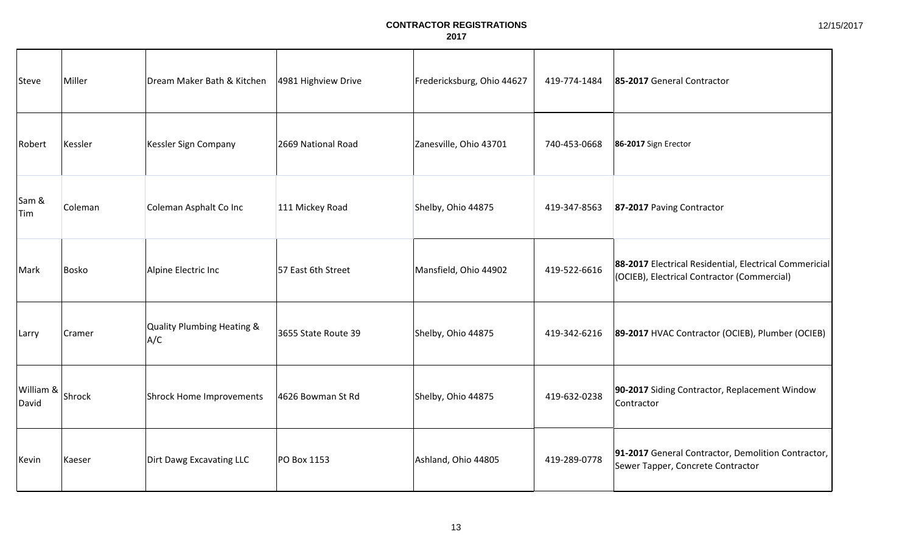**CONTRACTOR REGISTRATIONS**
**2017**

| | | | | | | |
|---|---|---|---|---|---|---|
| Steve | Miller | Dream Maker Bath & Kitchen | 4981 Highview Drive | Fredericksburg, Ohio 44627 | 419-774-1484 | **85-2017** General Contractor |
| Robert | Kessler | Kessler Sign Company | 2669 National Road | Zanesville, Ohio 43701 | 740-453-0668 | **86-2017** Sign Erector |
| Sam & Tim | Coleman | Coleman Asphalt Co Inc | 111 Mickey Road | Shelby, Ohio 44875 | 419-347-8563 | **87-2017** Paving Contractor |
| Mark | Bosko | Alpine Electric Inc | 57 East 6th Street | Mansfield, Ohio 44902 | 419-522-6616 | **88-2017** Electrical Residential, Electrical Commericial (OCIEB), Electrical Contractor (Commercial) |
| Larry | Cramer | Quality Plumbing Heating & A/C | 3655 State Route 39 | Shelby, Ohio 44875 | 419-342-6216 | **89-2017** HVAC Contractor (OCIEB), Plumber (OCIEB) |
| William & David | Shrock | Shrock Home Improvements | 4626 Bowman St Rd | Shelby, Ohio 44875 | 419-632-0238 | **90-2017** Siding Contractor, Replacement Window Contractor |
| Kevin | Kaeser | Dirt Dawg Excavating LLC | PO Box 1153 | Ashland, Ohio 44805 | 419-289-0778 | **91-2017** General Contractor, Demolition Contractor, Sewer Tapper, Concrete Contractor |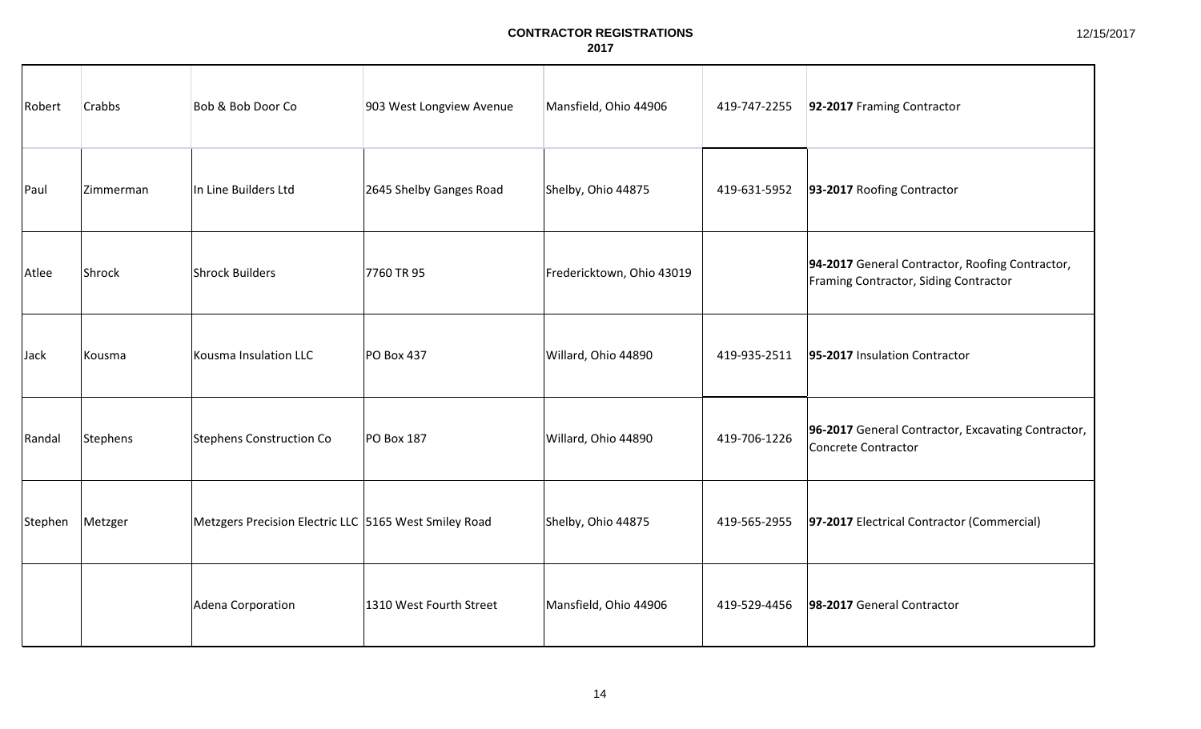# CONTRACTOR REGISTRATIONS
## 2017

| | | | | | | |
|---|---|---|---|---|---|---|
| Robert | Crabbs | Bob & Bob Door Co | 903 West Longview Avenue | Mansfield, Ohio 44906 | 419-747-2255 | **92-2017** Framing Contractor |
| Paul | Zimmerman | In Line Builders Ltd | 2645 Shelby Ganges Road | Shelby, Ohio 44875 | 419-631-5952 | **93-2017** Roofing Contractor |
| Atlee | Shrock | Shrock Builders | 7760 TR 95 | Fredericktown, Ohio 43019 | | **94-2017** General Contractor, Roofing Contractor, Framing Contractor, Siding Contractor |
| Jack | Kousma | Kousma Insulation LLC | PO Box 437 | Willard, Ohio 44890 | 419-935-2511 | **95-2017** Insulation Contractor |
| Randal | Stephens | Stephens Construction Co | PO Box 187 | Willard, Ohio 44890 | 419-706-1226 | **96-2017** General Contractor, Excavating Contractor, Concrete Contractor |
| Stephen | Metzger | Metzgers Precision Electric LLC | 5165 West Smiley Road | Shelby, Ohio 44875 | 419-565-2955 | **97-2017** Electrical Contractor (Commercial) |
| | | Adena Corporation | 1310 West Fourth Street | Mansfield, Ohio 44906 | 419-529-4456 | **98-2017** General Contractor |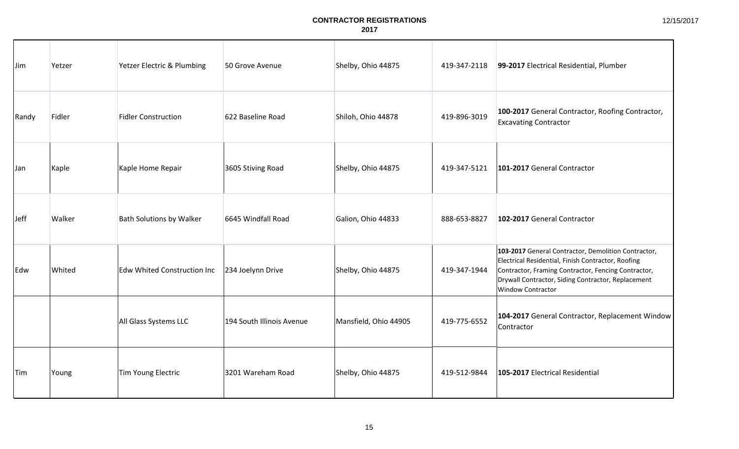**CONTRACTOR REGISTRATIONS**
**2017**

| | | | | | | |
|---|---|---|---|---|---|---|
| Jim | Yetzer | Yetzer Electric & Plumbing | 50 Grove Avenue | Shelby, Ohio 44875 | 419-347-2118 | **99-2017** Electrical Residential, Plumber |
| Randy | Fidler | Fidler Construction | 622 Baseline Road | Shiloh, Ohio 44878 | 419-896-3019 | **100-2017** General Contractor, Roofing Contractor, Excavating Contractor |
| Jan | Kaple | Kaple Home Repair | 3605 Stiving Road | Shelby, Ohio 44875 | 419-347-5121 | **101-2017** General Contractor |
| Jeff | Walker | Bath Solutions by Walker | 6645 Windfall Road | Galion, Ohio 44833 | 888-653-8827 | **102-2017** General Contractor |
| Edw | Whited | Edw Whited Construction Inc | 234 Joelynn Drive | Shelby, Ohio 44875 | 419-347-1944 | **103-2017** General Contractor, Demolition Contractor, Electrical Residential, Finish Contractor, Roofing Contractor, Framing Contractor, Fencing Contractor, Drywall Contractor, Siding Contractor, Replacement Window Contractor |
| | | All Glass Systems LLC | 194 South Illinois Avenue | Mansfield, Ohio 44905 | 419-775-6552 | **104-2017** General Contractor, Replacement Window Contractor |
| Tim | Young | Tim Young Electric | 3201 Wareham Road | Shelby, Ohio 44875 | 419-512-9844 | **105-2017** Electrical Residential |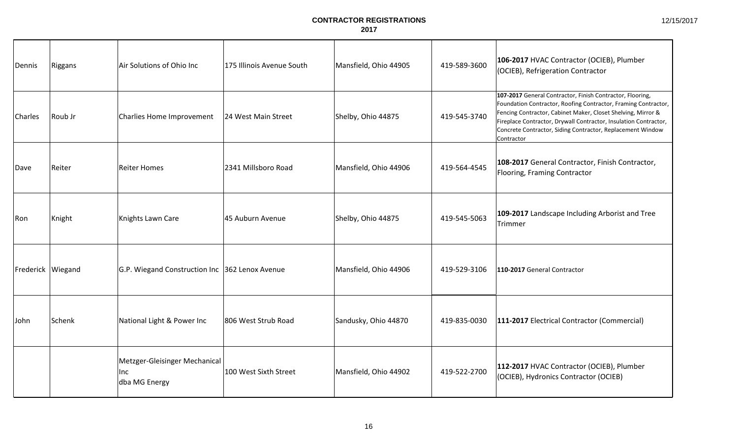# CONTRACTOR REGISTRATIONS

## 2017

| | | | | | | |
|---|---|---|---|---|---|---|
| Dennis | Riggans | Air Solutions of Ohio Inc | 175 Illinois Avenue South | Mansfield, Ohio 44905 | 419-589-3600 | **106-2017** HVAC Contractor (OCIEB), Plumber (OCIEB), Refrigeration Contractor |
| Charles | Roub Jr | Charlies Home Improvement | 24 West Main Street | Shelby, Ohio 44875 | 419-545-3740 | **107-2017** General Contractor, Finish Contractor, Flooring, Foundation Contractor, Roofing Contractor, Framing Contractor, Fencing Contractor, Cabinet Maker, Closet Shelving, Mirror & Fireplace Contractor, Drywall Contractor, Insulation Contractor, Concrete Contractor, Siding Contractor, Replacement Window Contractor |
| Dave | Reiter | Reiter Homes | 2341 Millsboro Road | Mansfield, Ohio 44906 | 419-564-4545 | **108-2017** General Contractor, Finish Contractor, Flooring, Framing Contractor |
| Ron | Knight | Knights Lawn Care | 45 Auburn Avenue | Shelby, Ohio 44875 | 419-545-5063 | **109-2017** Landscape Including Arborist and Tree Trimmer |
| Frederick | Wiegand | G.P. Wiegand Construction Inc | 362 Lenox Avenue | Mansfield, Ohio 44906 | 419-529-3106 | **110-2017** General Contractor |
| John | Schenk | National Light & Power Inc | 806 West Strub Road | Sandusky, Ohio 44870 | 419-835-0030 | **111-2017** Electrical Contractor (Commercial) |
| | | Metzger-Gleisinger Mechanical Inc dba MG Energy | 100 West Sixth Street | Mansfield, Ohio 44902 | 419-522-2700 | **112-2017** HVAC Contractor (OCIEB), Plumber (OCIEB), Hydronics Contractor (OCIEB) |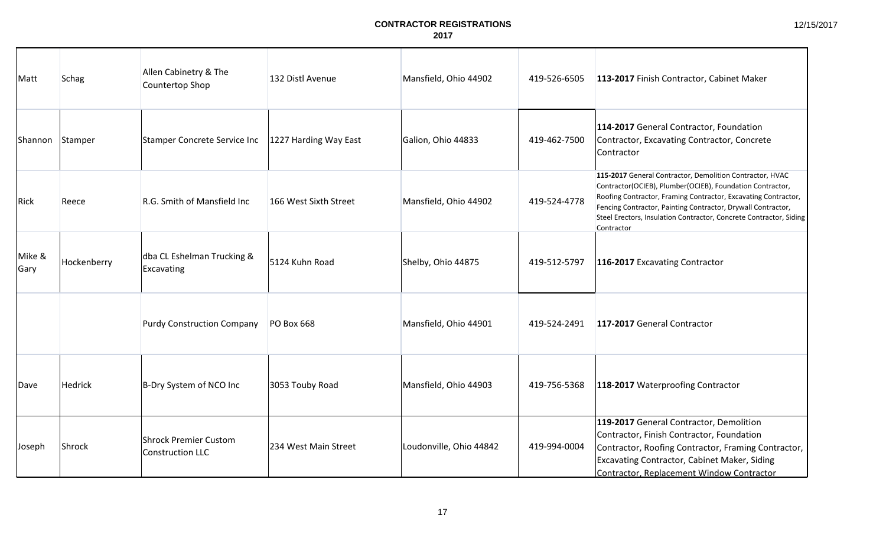# CONTRACTOR REGISTRATIONS
## 2017

| First Name | Last Name | Company | Address | City, State Zip | Phone | Registration |
|---|---|---|---|---|---|---|
| Matt | Schag | Allen Cabinetry & The Countertop Shop | 132 Distl Avenue | Mansfield, Ohio 44902 | 419-526-6505 | **113-2017** Finish Contractor, Cabinet Maker |
| Shannon | Stamper | Stamper Concrete Service Inc | 1227 Harding Way East | Galion, Ohio 44833 | 419-462-7500 | **114-2017** General Contractor, Foundation Contractor, Excavating Contractor, Concrete Contractor |
| Rick | Reece | R.G. Smith of Mansfield Inc | 166 West Sixth Street | Mansfield, Ohio 44902 | 419-524-4778 | **115-2017** General Contractor, Demolition Contractor, HVAC Contractor(OCIEB), Plumber(OCIEB), Foundation Contractor, Roofing Contractor, Framing Contractor, Excavating Contractor, Fencing Contractor, Painting Contractor, Drywall Contractor, Steel Erectors, Insulation Contractor, Concrete Contractor, Siding Contractor |
| Mike & Gary | Hockenberry | dba CL Eshelman Trucking & Excavating | 5124 Kuhn Road | Shelby, Ohio 44875 | 419-512-5797 | **116-2017** Excavating Contractor |
| | | Purdy Construction Company | PO Box 668 | Mansfield, Ohio 44901 | 419-524-2491 | **117-2017** General Contractor |
| Dave | Hedrick | B-Dry System of NCO Inc | 3053 Touby Road | Mansfield, Ohio 44903 | 419-756-5368 | **118-2017** Waterproofing Contractor |
| Joseph | Shrock | Shrock Premier Custom Construction LLC | 234 West Main Street | Loudonville, Ohio 44842 | 419-994-0004 | **119-2017** General Contractor, Demolition Contractor, Finish Contractor, Foundation Contractor, Roofing Contractor, Framing Contractor, Excavating Contractor, Cabinet Maker, Siding Contractor, Replacement Window Contractor |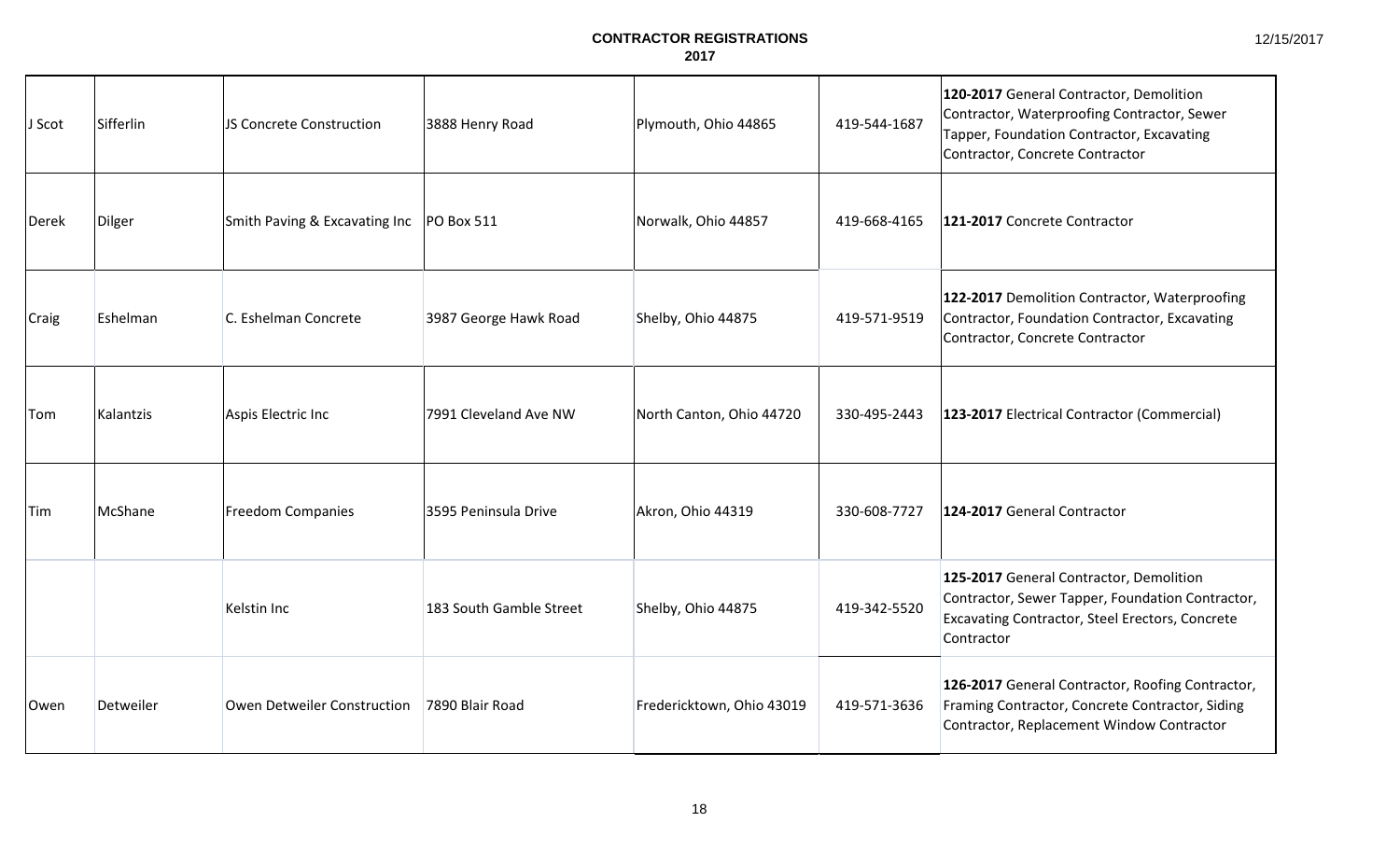**CONTRACTOR REGISTRATIONS**
**2017**

12/15/2017

| | | | | | | |
|---|---|---|---|---|---|---|
| J Scot | Sifferlin | JS Concrete Construction | 3888 Henry Road | Plymouth, Ohio 44865 | 419-544-1687 | **120-2017** General Contractor, Demolition Contractor, Waterproofing Contractor, Sewer Tapper, Foundation Contractor, Excavating Contractor, Concrete Contractor |
| Derek | Dilger | Smith Paving & Excavating Inc | PO Box 511 | Norwalk, Ohio 44857 | 419-668-4165 | **121-2017** Concrete Contractor |
| Craig | Eshelman | C. Eshelman Concrete | 3987 George Hawk Road | Shelby, Ohio 44875 | 419-571-9519 | **122-2017** Demolition Contractor, Waterproofing Contractor, Foundation Contractor, Excavating Contractor, Concrete Contractor |
| Tom | Kalantzis | Aspis Electric Inc | 7991 Cleveland Ave NW | North Canton, Ohio 44720 | 330-495-2443 | **123-2017** Electrical Contractor (Commercial) |
| Tim | McShane | Freedom Companies | 3595 Peninsula Drive | Akron, Ohio 44319 | 330-608-7727 | **124-2017** General Contractor |
| | | Kelstin Inc | 183 South Gamble Street | Shelby, Ohio 44875 | 419-342-5520 | **125-2017** General Contractor, Demolition Contractor, Sewer Tapper, Foundation Contractor, Excavating Contractor, Steel Erectors, Concrete Contractor |
| Owen | Detweiler | Owen Detweiler Construction | 7890 Blair Road | Fredericktown, Ohio 43019 | 419-571-3636 | **126-2017** General Contractor, Roofing Contractor, Framing Contractor, Concrete Contractor, Siding Contractor, Replacement Window Contractor |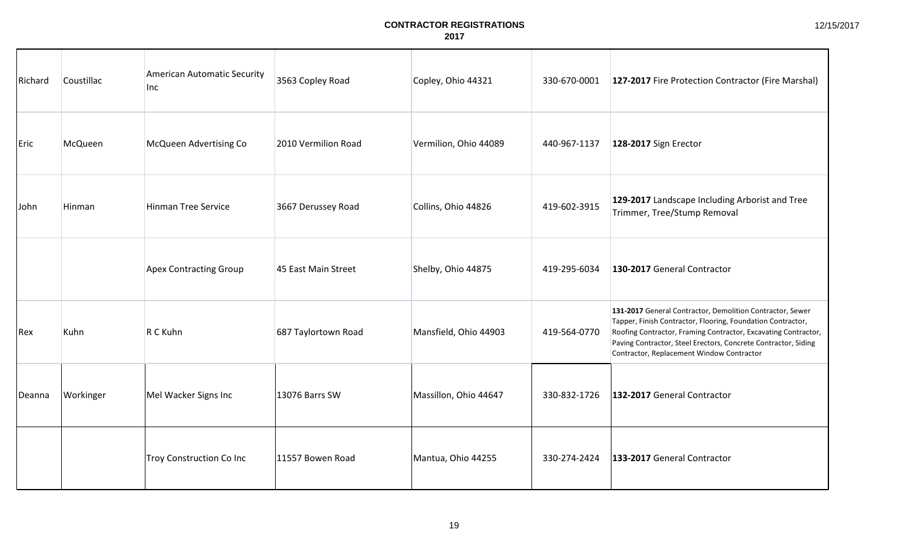# CONTRACTOR REGISTRATIONS
## 2017

| | | | | | | |
|---|---|---|---|---|---|---|
| Richard | Coustillac | American Automatic Security Inc | 3563 Copley Road | Copley, Ohio 44321 | 330-670-0001 | **127-2017** Fire Protection Contractor (Fire Marshal) |
| Eric | McQueen | McQueen Advertising Co | 2010 Vermilion Road | Vermilion, Ohio 44089 | 440-967-1137 | **128-2017** Sign Erector |
| John | Hinman | Hinman Tree Service | 3667 Derussey Road | Collins, Ohio 44826 | 419-602-3915 | **129-2017** Landscape Including Arborist and Tree Trimmer, Tree/Stump Removal |
| | | Apex Contracting Group | 45 East Main Street | Shelby, Ohio 44875 | 419-295-6034 | **130-2017** General Contractor |
| Rex | Kuhn | R C Kuhn | 687 Taylortown Road | Mansfield, Ohio 44903 | 419-564-0770 | **131-2017** General Contractor, Demolition Contractor, Sewer Tapper, Finish Contractor, Flooring, Foundation Contractor, Roofing Contractor, Framing Contractor, Excavating Contractor, Paving Contractor, Steel Erectors, Concrete Contractor, Siding Contractor, Replacement Window Contractor |
| Deanna | Workinger | Mel Wacker Signs Inc | 13076 Barrs SW | Massillon, Ohio 44647 | 330-832-1726 | **132-2017** General Contractor |
| | | Troy Construction Co Inc | 11557 Bowen Road | Mantua, Ohio 44255 | 330-274-2424 | **133-2017** General Contractor |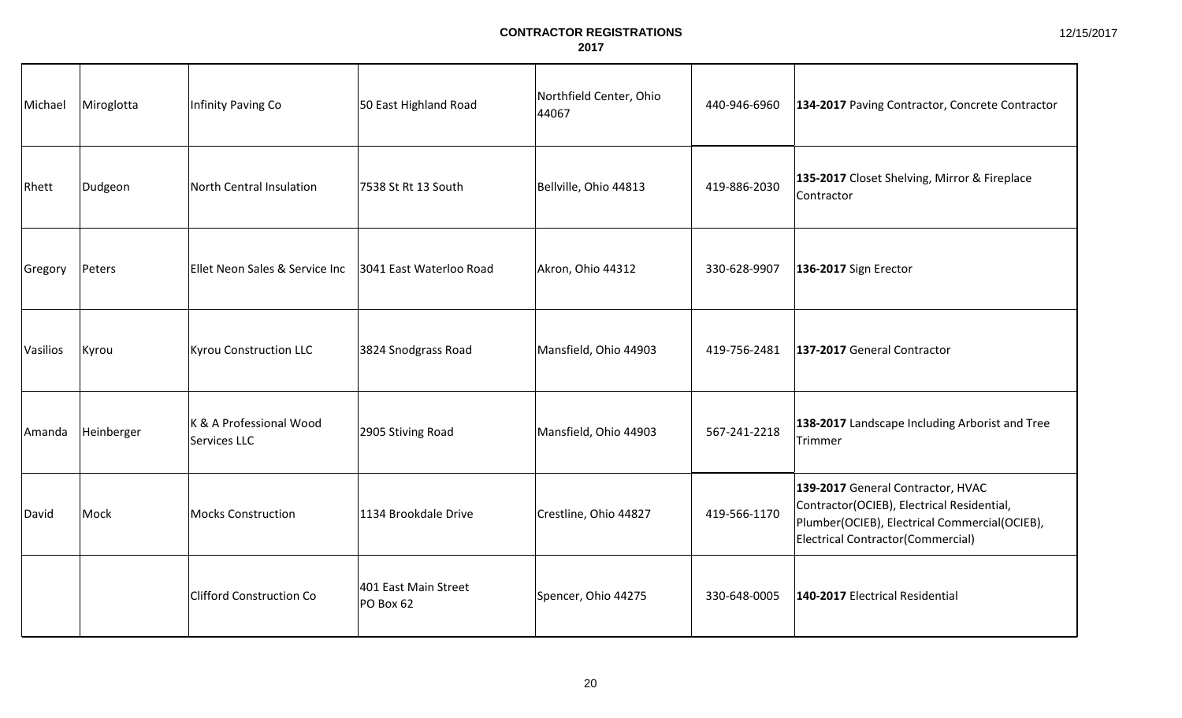# CONTRACTOR REGISTRATIONS
## 2017

| | | | | | | |
|---|---|---|---|---|---|---|
| Michael | Miroglotta | Infinity Paving Co | 50 East Highland Road | Northfield Center, Ohio 44067 | 440-946-6960 | **134-2017** Paving Contractor, Concrete Contractor |
| Rhett | Dudgeon | North Central Insulation | 7538 St Rt 13 South | Bellville, Ohio 44813 | 419-886-2030 | **135-2017** Closet Shelving, Mirror & Fireplace Contractor |
| Gregory | Peters | Ellet Neon Sales & Service Inc | 3041 East Waterloo Road | Akron, Ohio 44312 | 330-628-9907 | **136-2017** Sign Erector |
| Vasilios | Kyrou | Kyrou Construction LLC | 3824 Snodgrass Road | Mansfield, Ohio 44903 | 419-756-2481 | **137-2017** General Contractor |
| Amanda | Heinberger | K & A Professional Wood Services LLC | 2905 Stiving Road | Mansfield, Ohio 44903 | 567-241-2218 | **138-2017** Landscape Including Arborist and Tree Trimmer |
| David | Mock | Mocks Construction | 1134 Brookdale Drive | Crestline, Ohio 44827 | 419-566-1170 | **139-2017** General Contractor, HVAC Contractor(OCIEB), Electrical Residential, Plumber(OCIEB), Electrical Commercial(OCIEB), Electrical Contractor(Commercial) |
| | | Clifford Construction Co | 401 East Main Street PO Box 62 | Spencer, Ohio 44275 | 330-648-0005 | **140-2017** Electrical Residential |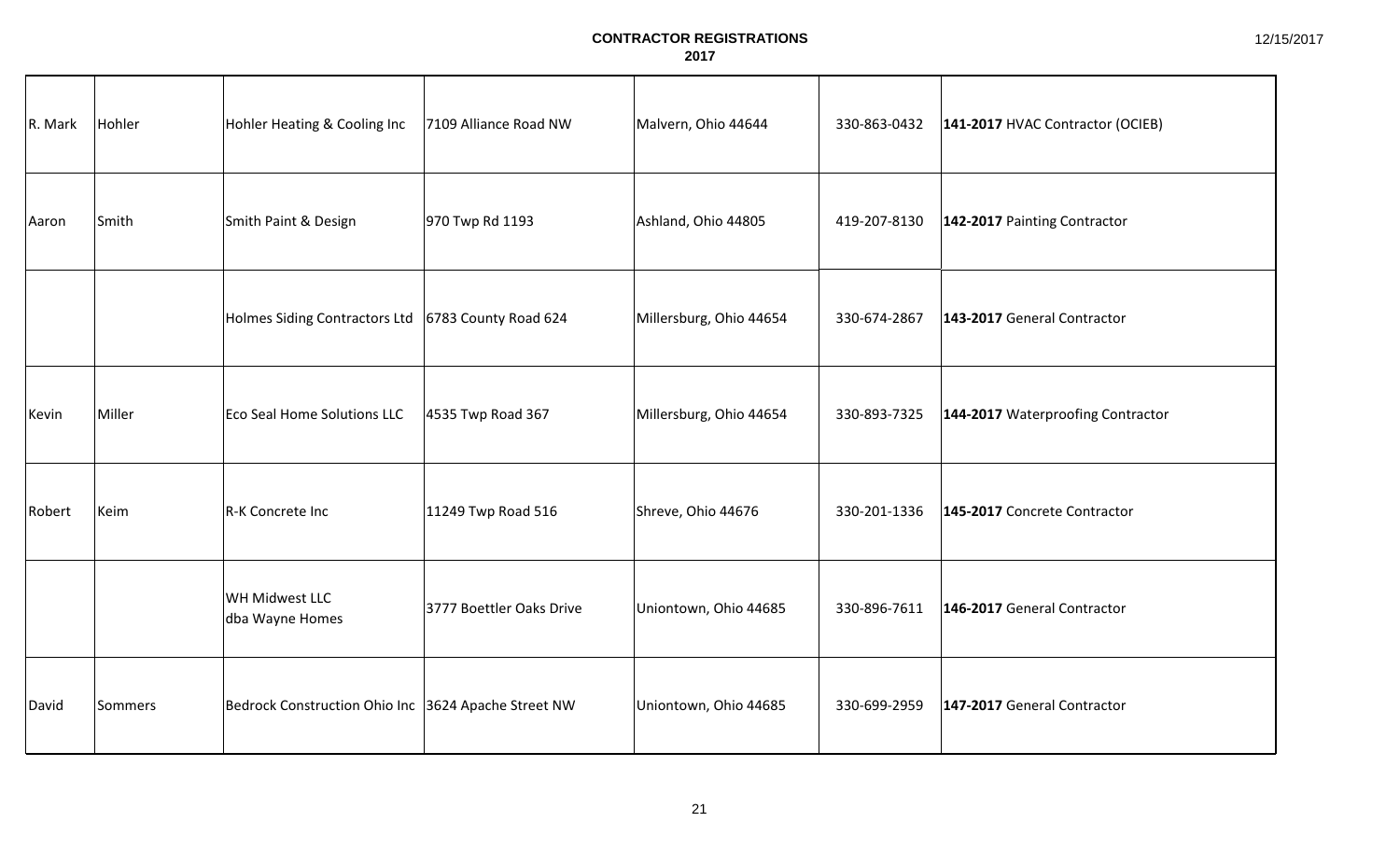# CONTRACTOR REGISTRATIONS
## 2017

| | | | | | | |
|---|---|---|---|---|---|---|
| R. Mark | Hohler | Hohler Heating & Cooling Inc | 7109 Alliance Road NW | Malvern, Ohio 44644 | 330-863-0432 | **141-2017** HVAC Contractor (OCIEB) |
| Aaron | Smith | Smith Paint & Design | 970 Twp Rd 1193 | Ashland, Ohio 44805 | 419-207-8130 | **142-2017** Painting Contractor |
| | | Holmes Siding Contractors Ltd | 6783 County Road 624 | Millersburg, Ohio 44654 | 330-674-2867 | **143-2017** General Contractor |
| Kevin | Miller | Eco Seal Home Solutions LLC | 4535 Twp Road 367 | Millersburg, Ohio 44654 | 330-893-7325 | **144-2017** Waterproofing Contractor |
| Robert | Keim | R-K Concrete Inc | 11249 Twp Road 516 | Shreve, Ohio 44676 | 330-201-1336 | **145-2017** Concrete Contractor |
| | | WH Midwest LLC dba Wayne Homes | 3777 Boettler Oaks Drive | Uniontown, Ohio 44685 | 330-896-7611 | **146-2017** General Contractor |
| David | Sommers | Bedrock Construction Ohio Inc | 3624 Apache Street NW | Uniontown, Ohio 44685 | 330-699-2959 | **147-2017** General Contractor |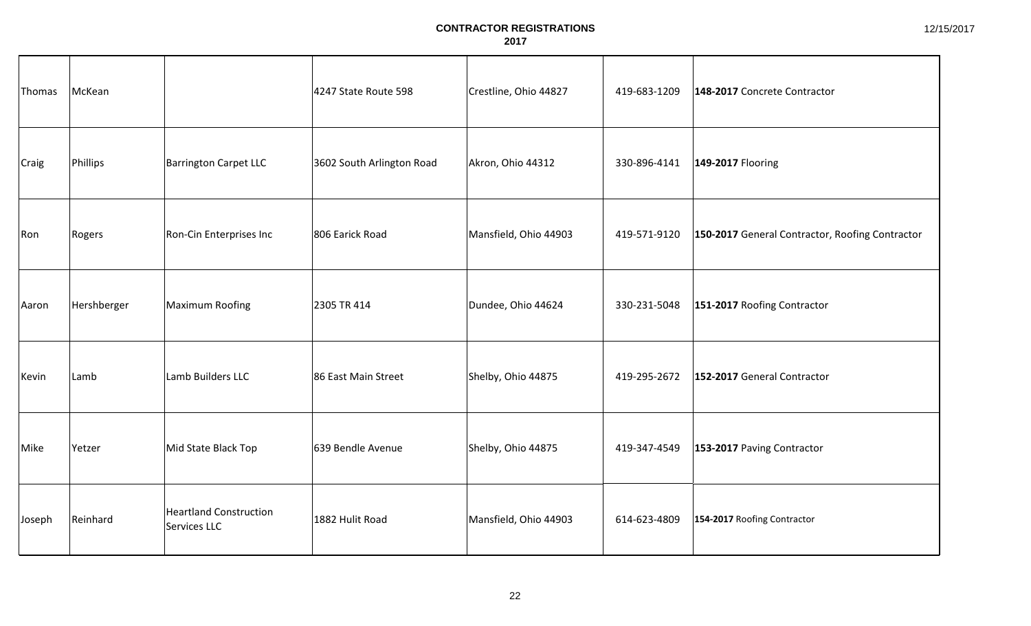# CONTRACTOR REGISTRATIONS
## 2017

| | | | | | | |
|---|---|---|---|---|---|---|
| Thomas | McKean | | 4247 State Route 598 | Crestline, Ohio 44827 | 419-683-1209 | **148-2017** Concrete Contractor |
| Craig | Phillips | Barrington Carpet LLC | 3602 South Arlington Road | Akron, Ohio 44312 | 330-896-4141 | **149-2017** Flooring |
| Ron | Rogers | Ron-Cin Enterprises Inc | 806 Earick Road | Mansfield, Ohio 44903 | 419-571-9120 | **150-2017** General Contractor, Roofing Contractor |
| Aaron | Hershberger | Maximum Roofing | 2305 TR 414 | Dundee, Ohio 44624 | 330-231-5048 | **151-2017** Roofing Contractor |
| Kevin | Lamb | Lamb Builders LLC | 86 East Main Street | Shelby, Ohio 44875 | 419-295-2672 | **152-2017** General Contractor |
| Mike | Yetzer | Mid State Black Top | 639 Bendle Avenue | Shelby, Ohio 44875 | 419-347-4549 | **153-2017** Paving Contractor |
| Joseph | Reinhard | Heartland Construction Services LLC | 1882 Hulit Road | Mansfield, Ohio 44903 | 614-623-4809 | **154-2017** Roofing Contractor |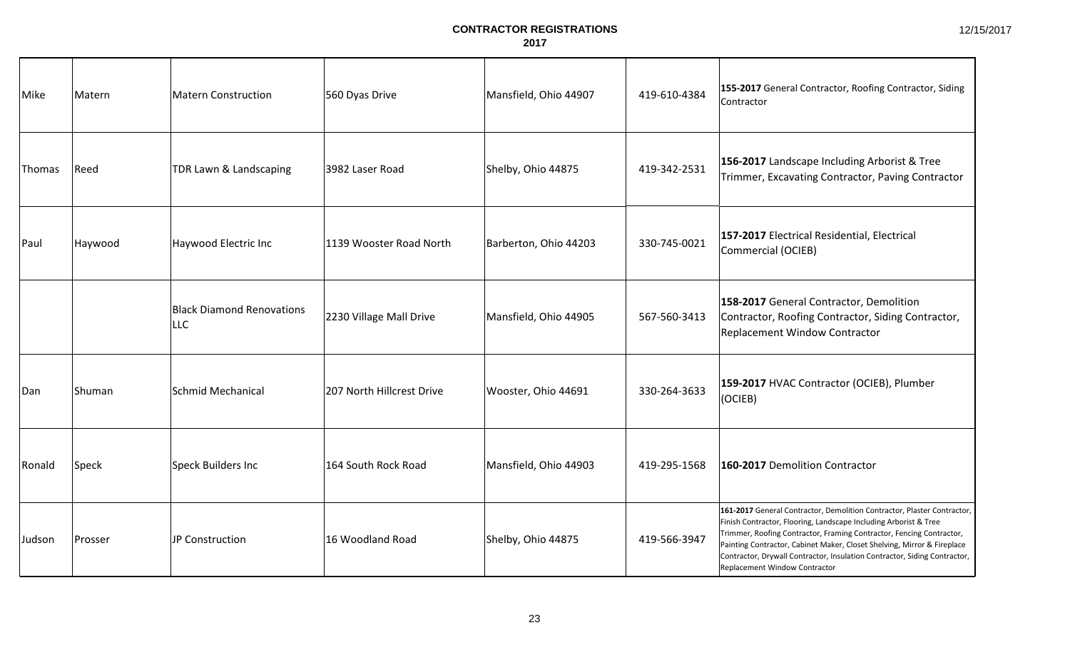**CONTRACTOR REGISTRATIONS**
**2017**

| | | | | | | |
|---|---|---|---|---|---|---|
| Mike | Matern | Matern Construction | 560 Dyas Drive | Mansfield, Ohio 44907 | 419-610-4384 | **155-2017** General Contractor, Roofing Contractor, Siding Contractor |
| Thomas | Reed | TDR Lawn & Landscaping | 3982 Laser Road | Shelby, Ohio 44875 | 419-342-2531 | **156-2017** Landscape Including Arborist & Tree Trimmer, Excavating Contractor, Paving Contractor |
| Paul | Haywood | Haywood Electric Inc | 1139 Wooster Road North | Barberton, Ohio 44203 | 330-745-0021 | **157-2017** Electrical Residential, Electrical Commercial (OCIEB) |
| | | Black Diamond Renovations LLC | 2230 Village Mall Drive | Mansfield, Ohio 44905 | 567-560-3413 | **158-2017** General Contractor, Demolition Contractor, Roofing Contractor, Siding Contractor, Replacement Window Contractor |
| Dan | Shuman | Schmid Mechanical | 207 North Hillcrest Drive | Wooster, Ohio 44691 | 330-264-3633 | **159-2017** HVAC Contractor (OCIEB), Plumber (OCIEB) |
| Ronald | Speck | Speck Builders Inc | 164 South Rock Road | Mansfield, Ohio 44903 | 419-295-1568 | **160-2017** Demolition Contractor |
| Judson | Prosser | JP Construction | 16 Woodland Road | Shelby, Ohio 44875 | 419-566-3947 | **161-2017** General Contractor, Demolition Contractor, Plaster Contractor, Finish Contractor, Flooring, Landscape Including Arborist & Tree Trimmer, Roofing Contractor, Framing Contractor, Fencing Contractor, Painting Contractor, Cabinet Maker, Closet Shelving, Mirror & Fireplace Contractor, Drywall Contractor, Insulation Contractor, Siding Contractor, Replacement Window Contractor |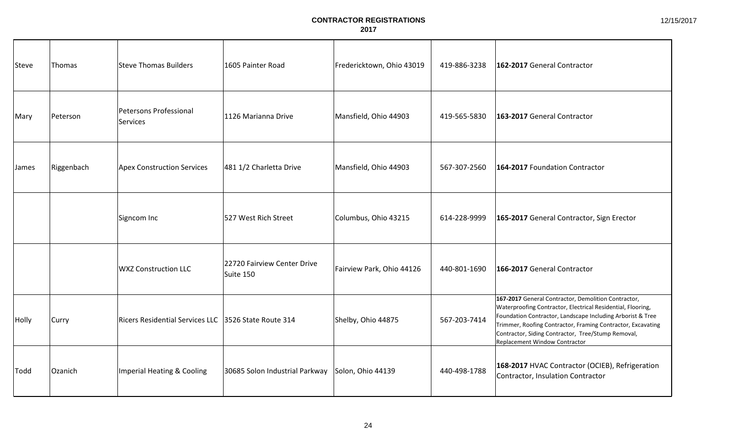# CONTRACTOR REGISTRATIONS
## 2017

| | | | | | | |
|---|---|---|---|---|---|---|
| Steve | Thomas | Steve Thomas Builders | 1605 Painter Road | Fredericktown, Ohio 43019 | 419-886-3238 | **162-2017** General Contractor |
| Mary | Peterson | Petersons Professional Services | 1126 Marianna Drive | Mansfield, Ohio 44903 | 419-565-5830 | **163-2017** General Contractor |
| James | Riggenbach | Apex Construction Services | 481 1/2 Charletta Drive | Mansfield, Ohio 44903 | 567-307-2560 | **164-2017** Foundation Contractor |
| | | Signcom Inc | 527 West Rich Street | Columbus, Ohio 43215 | 614-228-9999 | **165-2017** General Contractor, Sign Erector |
| | | WXZ Construction LLC | 22720 Fairview Center Drive Suite 150 | Fairview Park, Ohio 44126 | 440-801-1690 | **166-2017** General Contractor |
| Holly | Curry | Ricers Residential Services LLC | 3526 State Route 314 | Shelby, Ohio 44875 | 567-203-7414 | **167-2017** General Contractor, Demolition Contractor, Waterproofing Contractor, Electrical Residential, Flooring, Foundation Contractor, Landscape Including Arborist & Tree Trimmer, Roofing Contractor, Framing Contractor, Excavating Contractor, Siding Contractor, Tree/Stump Removal, Replacement Window Contractor |
| Todd | Ozanich | Imperial Heating & Cooling | 30685 Solon Industrial Parkway | Solon, Ohio 44139 | 440-498-1788 | **168-2017** HVAC Contractor (OCIEB), Refrigeration Contractor, Insulation Contractor |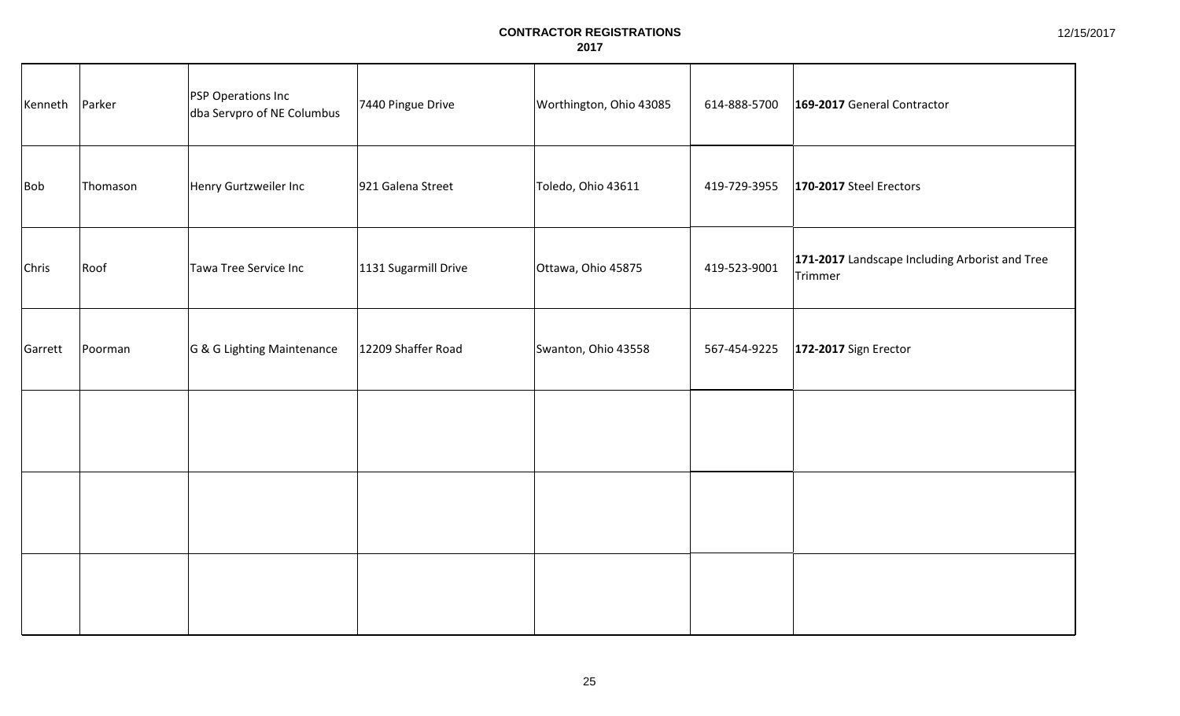**CONTRACTOR REGISTRATIONS**
**2017**

12/15/2017

| | | | | | | |
|---|---|---|---|---|---|---|
| Kenneth | Parker | PSP Operations Inc dba Servpro of NE Columbus | 7440 Pingue Drive | Worthington, Ohio 43085 | 614-888-5700 | **169-2017** General Contractor |
| Bob | Thomason | Henry Gurtzweiler Inc | 921 Galena Street | Toledo, Ohio 43611 | 419-729-3955 | **170-2017** Steel Erectors |
| Chris | Roof | Tawa Tree Service Inc | 1131 Sugarmill Drive | Ottawa, Ohio 45875 | 419-523-9001 | **171-2017** Landscape Including Arborist and Tree Trimmer |
| Garrett | Poorman | G & G Lighting Maintenance | 12209 Shaffer Road | Swanton, Ohio 43558 | 567-454-9225 | **172-2017** Sign Erector |
| | | | | | | |
| | | | | | | |
| | | | | | | |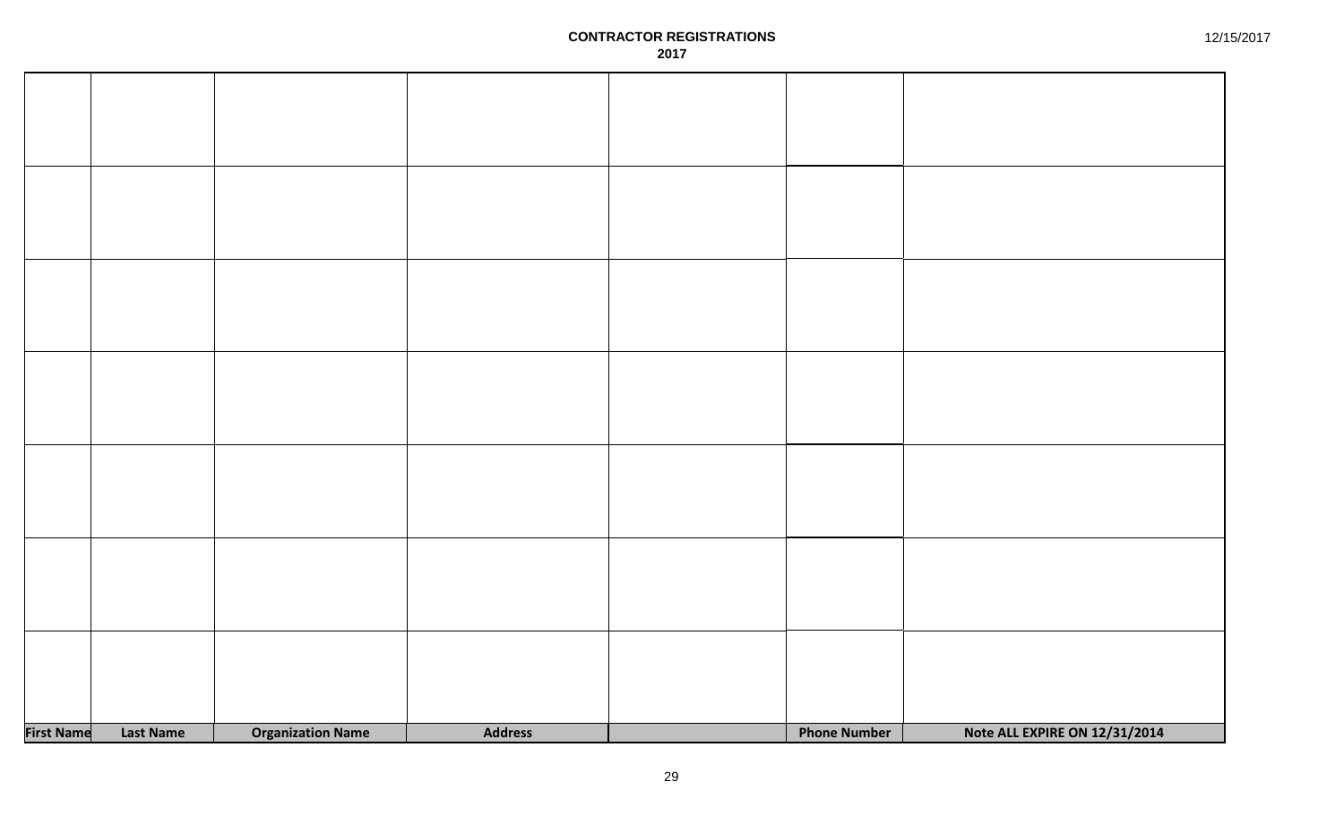**CONTRACTOR REGISTRATIONS**
**2017**

12/15/2017

| | | | | | | |
|---|---|---|---|---|---|---|
| | | | | | | |
| | | | | | | |
| | | | | | | |
| | | | | | | |
| | | | | | | |
| | | | | | | |
| | | | | | | |
| **First Name** | **Last Name** | **Organization Name** | **Address** | | **Phone Number** | **Note ALL EXPIRE ON 12/31/2014** |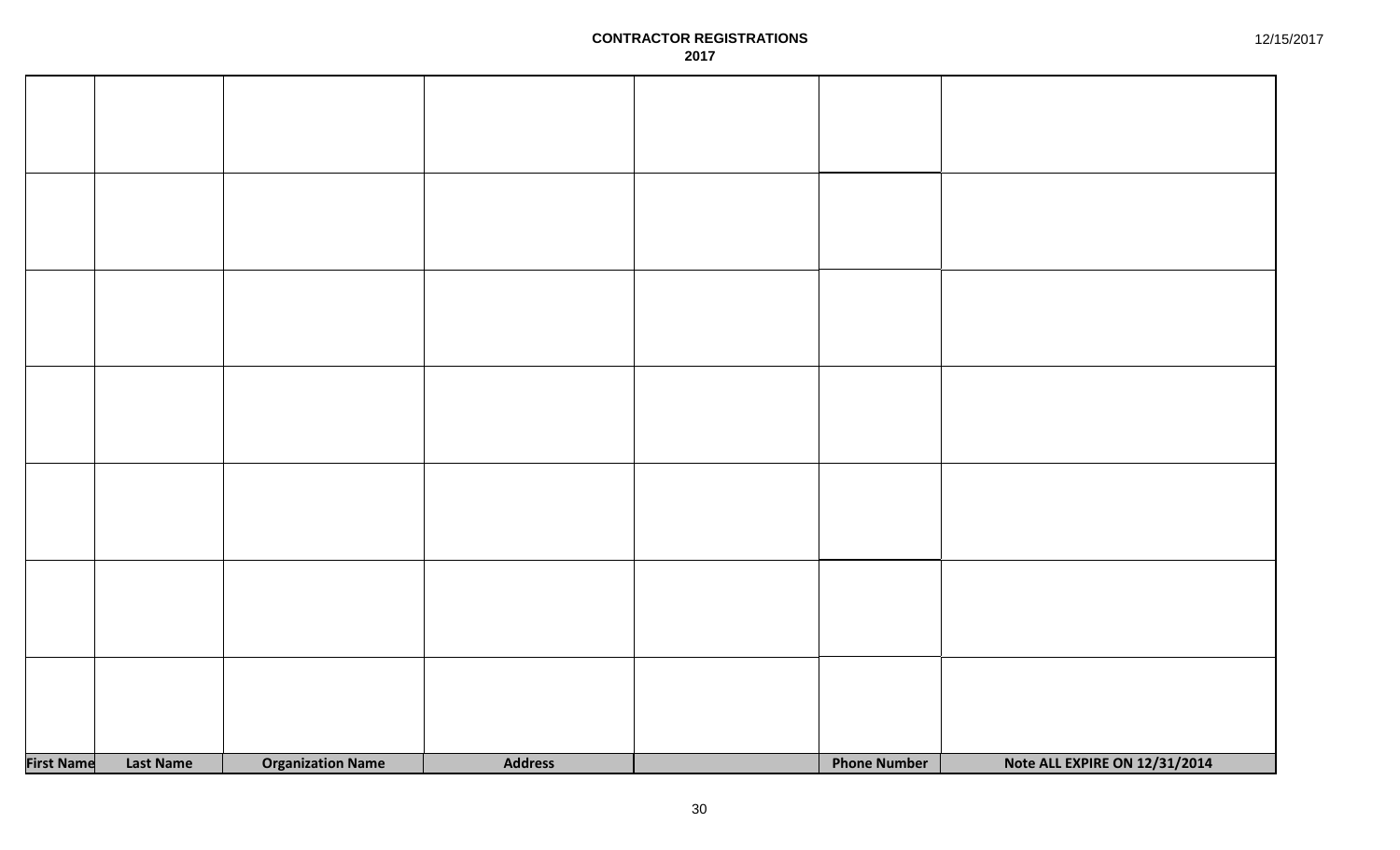**CONTRACTOR REGISTRATIONS**
**2017**

12/15/2017

| | | | | | | |
|---|---|---|---|---|---|---|
| | | | | | | |
| | | | | | | |
| | | | | | | |
| | | | | | | |
| | | | | | | |
| | | | | | | |
| | | | | | | |
| **First Name** | **Last Name** | **Organization Name** | **Address** | | **Phone Number** | **Note ALL EXPIRE ON 12/31/2014** |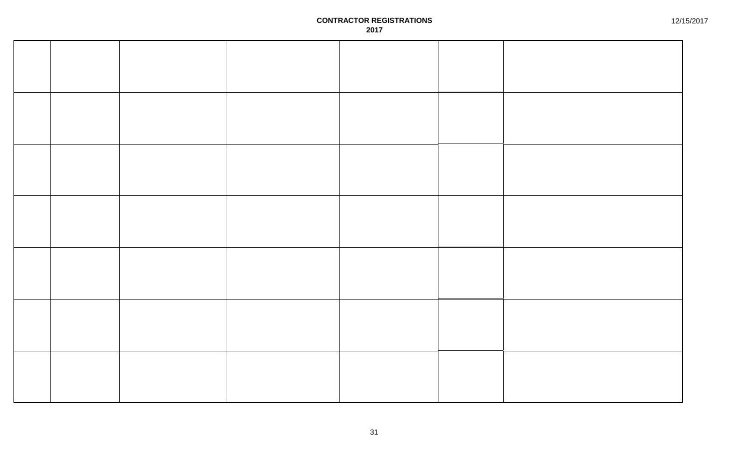**CONTRACTOR REGISTRATIONS**
**2017**

| | | | | | | |
|---|---|---|---|---|---|---|
| | | | | | | |
| | | | | | | |
| | | | | | | |
| | | | | | | |
| | | | | | | |
| | | | | | | |
| | | | | | | |